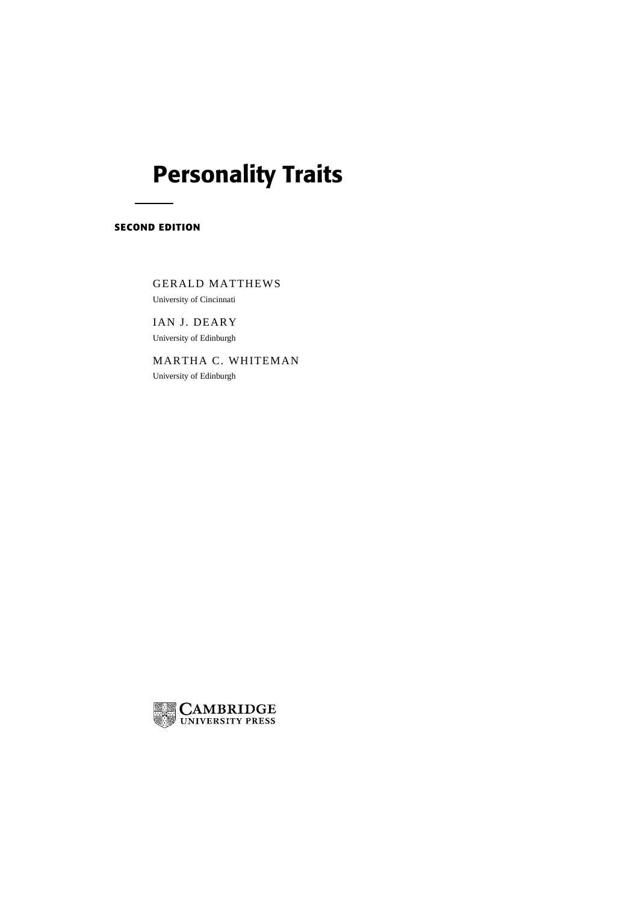# Personality Traits

**SECOND EDITION**

GERALD MATTHEWS
University of Cincinnati

IAN J. DEARY
University of Edinburgh

MARTHA C. WHITEMAN
University of Edinburgh

CAMBRIDGE
UNIVERSITY PRESS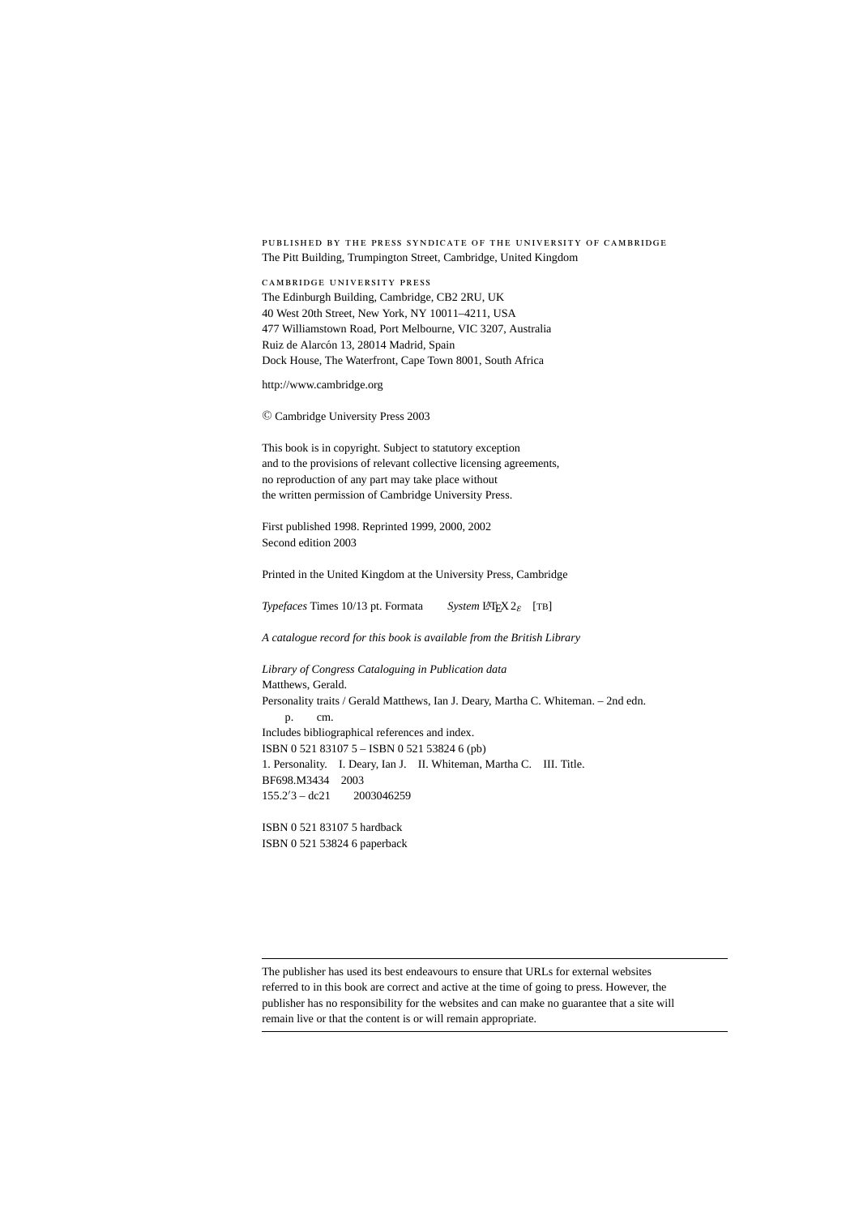PUBLISHED BY THE PRESS SYNDICATE OF THE UNIVERSITY OF CAMBRIDGE
The Pitt Building, Trumpington Street, Cambridge, United Kingdom

CAMBRIDGE UNIVERSITY PRESS
The Edinburgh Building, Cambridge, CB2 2RU, UK
40 West 20th Street, New York, NY 10011–4211, USA
477 Williamstown Road, Port Melbourne, VIC 3207, Australia
Ruiz de Alarcón 13, 28014 Madrid, Spain
Dock House, The Waterfront, Cape Town 8001, South Africa

http://www.cambridge.org

© Cambridge University Press 2003

This book is in copyright. Subject to statutory exception
and to the provisions of relevant collective licensing agreements,
no reproduction of any part may take place without
the written permission of Cambridge University Press.

First published 1998. Reprinted 1999, 2000, 2002
Second edition 2003

Printed in the United Kingdom at the University Press, Cambridge

*Typefaces* Times 10/13 pt. Formata *System* LaTeX $2_\varepsilon$ [TB]

*A catalogue record for this book is available from the British Library*

*Library of Congress Cataloguing in Publication data*
Matthews, Gerald.
Personality traits / Gerald Matthews, Ian J. Deary, Martha C. Whiteman. – 2nd edn.
p. cm.
Includes bibliographical references and index.
ISBN 0 521 83107 5 – ISBN 0 521 53824 6 (pb)
1. Personality. I. Deary, Ian J. II. Whiteman, Martha C. III. Title.
BF698.M3434 2003
155.2′3 – dc21 2003046259

ISBN 0 521 83107 5 hardback
ISBN 0 521 53824 6 paperback

---

The publisher has used its best endeavours to ensure that URLs for external websites referred to in this book are correct and active at the time of going to press. However, the publisher has no responsibility for the websites and can make no guarantee that a site will remain live or that the content is or will remain appropriate.

---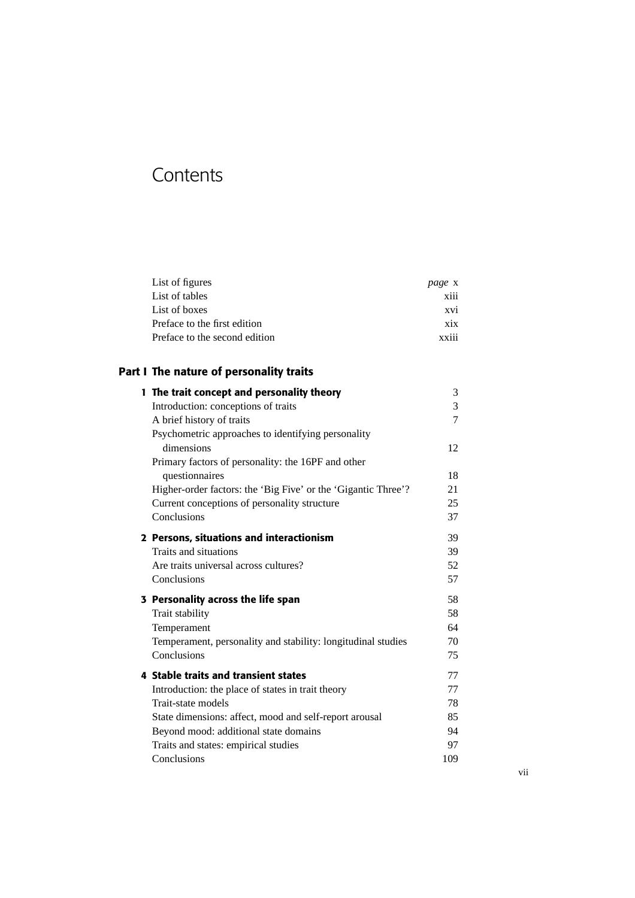# Contents

| | |
|---|---|
| List of figures | *page* x |
| List of tables | xiii |
| List of boxes | xvi |
| Preface to the first edition | xix |
| Preface to the second edition | xxiii |

## Part I The nature of personality traits

| | |
|---|---|
| **1 The trait concept and personality theory** | 3 |
| Introduction: conceptions of traits | 3 |
| A brief history of traits | 7 |
| Psychometric approaches to identifying personality dimensions | 12 |
| Primary factors of personality: the 16PF and other questionnaires | 18 |
| Higher-order factors: the 'Big Five' or the 'Gigantic Three'? | 21 |
| Current conceptions of personality structure | 25 |
| Conclusions | 37 |
| **2 Persons, situations and interactionism** | 39 |
| Traits and situations | 39 |
| Are traits universal across cultures? | 52 |
| Conclusions | 57 |
| **3 Personality across the life span** | 58 |
| Trait stability | 58 |
| Temperament | 64 |
| Temperament, personality and stability: longitudinal studies | 70 |
| Conclusions | 75 |
| **4 Stable traits and transient states** | 77 |
| Introduction: the place of states in trait theory | 77 |
| Trait-state models | 78 |
| State dimensions: affect, mood and self-report arousal | 85 |
| Beyond mood: additional state domains | 94 |
| Traits and states: empirical studies | 97 |
| Conclusions | 109 |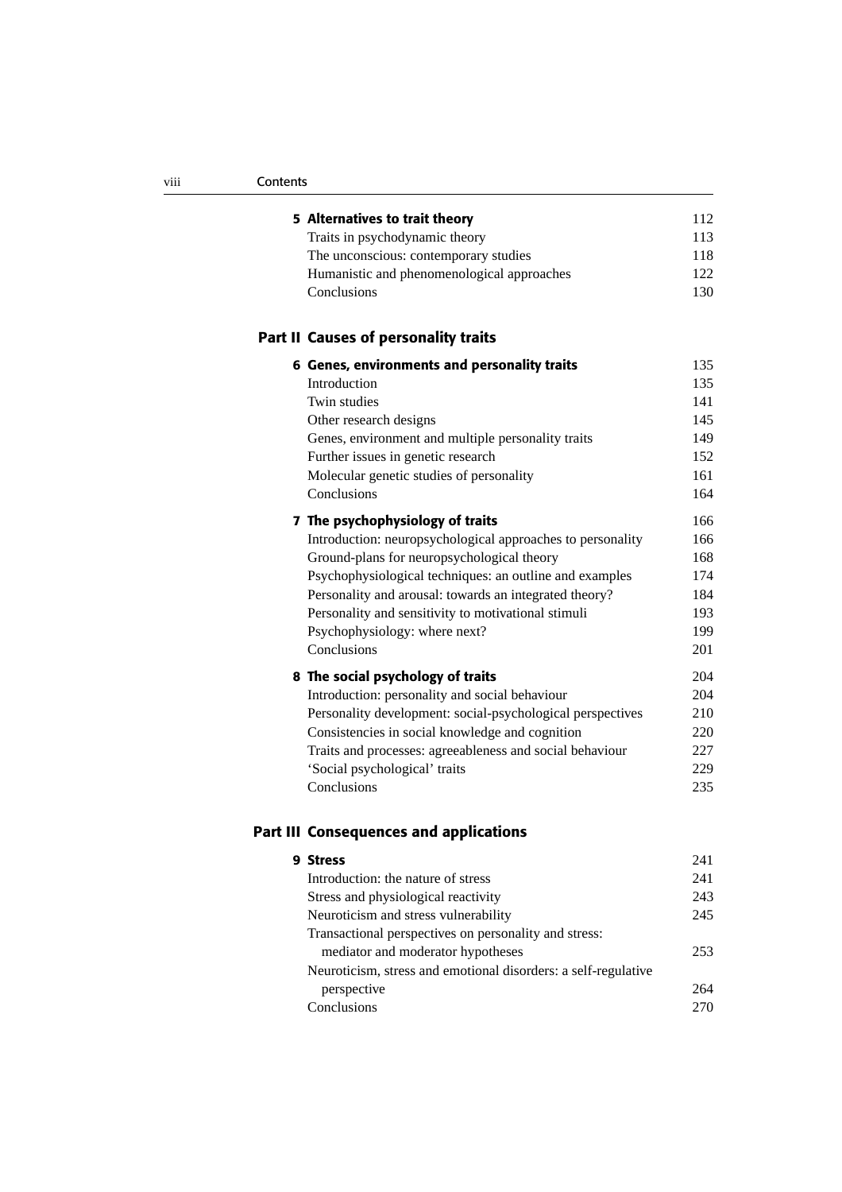**5 Alternatives to trait theory** 112

Traits in psychodynamic theory 113

The unconscious: contemporary studies 118

Humanistic and phenomenological approaches 122

Conclusions 130

## Part II Causes of personality traits

**6 Genes, environments and personality traits** 135

Introduction 135

Twin studies 141

Other research designs 145

Genes, environment and multiple personality traits 149

Further issues in genetic research 152

Molecular genetic studies of personality 161

Conclusions 164

**7 The psychophysiology of traits** 166

Introduction: neuropsychological approaches to personality 166

Ground-plans for neuropsychological theory 168

Psychophysiological techniques: an outline and examples 174

Personality and arousal: towards an integrated theory? 184

Personality and sensitivity to motivational stimuli 193

Psychophysiology: where next? 199

Conclusions 201

**8 The social psychology of traits** 204

Introduction: personality and social behaviour 204

Personality development: social-psychological perspectives 210

Consistencies in social knowledge and cognition 220

Traits and processes: agreeableness and social behaviour 227

'Social psychological' traits 229

Conclusions 235

## Part III Consequences and applications

**9 Stress** 241

Introduction: the nature of stress 241

Stress and physiological reactivity 243

Neuroticism and stress vulnerability 245

Transactional perspectives on personality and stress: mediator and moderator hypotheses 253

Neuroticism, stress and emotional disorders: a self-regulative perspective 264

Conclusions 270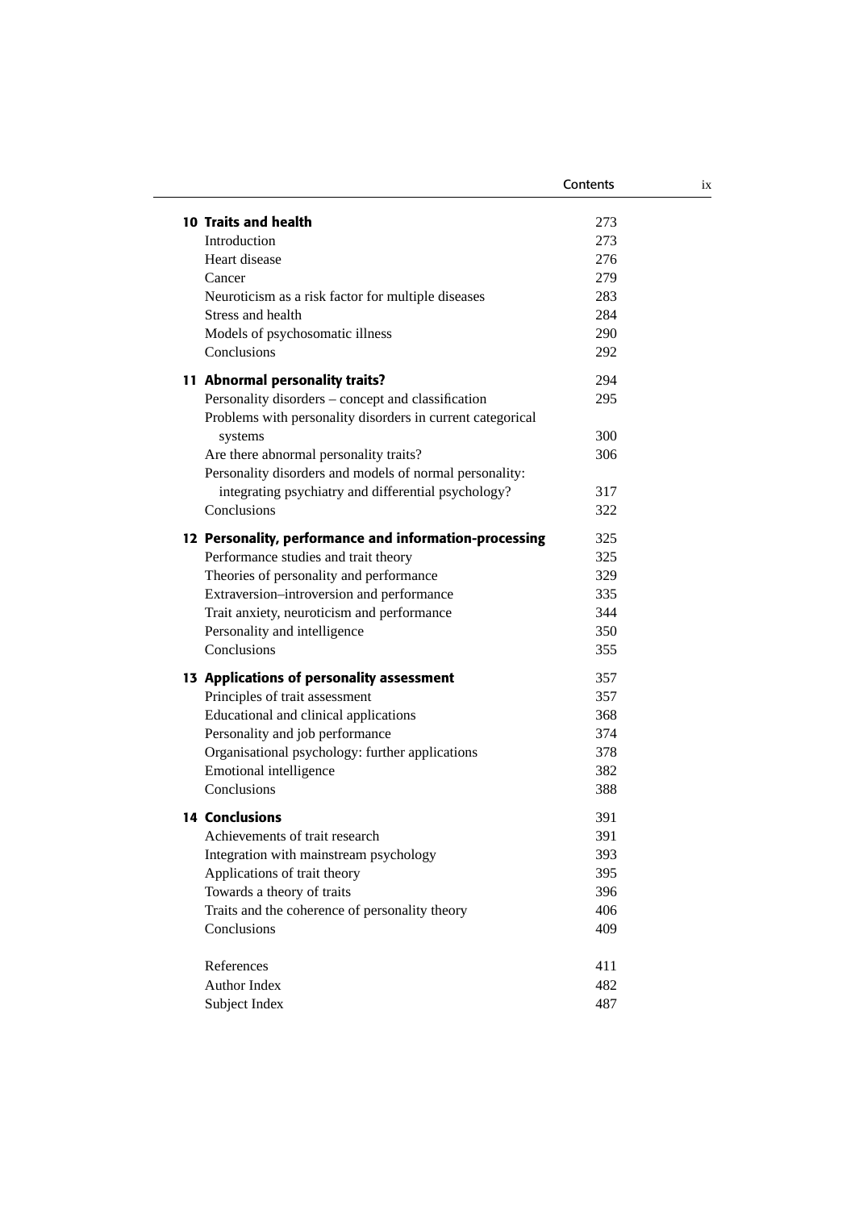| | |
|---|---|
| **10 Traits and health** | 273 |
| Introduction | 273 |
| Heart disease | 276 |
| Cancer | 279 |
| Neuroticism as a risk factor for multiple diseases | 283 |
| Stress and health | 284 |
| Models of psychosomatic illness | 290 |
| Conclusions | 292 |
| **11 Abnormal personality traits?** | 294 |
| Personality disorders – concept and classification | 295 |
| Problems with personality disorders in current categorical systems | 300 |
| Are there abnormal personality traits? | 306 |
| Personality disorders and models of normal personality: integrating psychiatry and differential psychology? | 317 |
| Conclusions | 322 |
| **12 Personality, performance and information-processing** | 325 |
| Performance studies and trait theory | 325 |
| Theories of personality and performance | 329 |
| Extraversion–introversion and performance | 335 |
| Trait anxiety, neuroticism and performance | 344 |
| Personality and intelligence | 350 |
| Conclusions | 355 |
| **13 Applications of personality assessment** | 357 |
| Principles of trait assessment | 357 |
| Educational and clinical applications | 368 |
| Personality and job performance | 374 |
| Organisational psychology: further applications | 378 |
| Emotional intelligence | 382 |
| Conclusions | 388 |
| **14 Conclusions** | 391 |
| Achievements of trait research | 391 |
| Integration with mainstream psychology | 393 |
| Applications of trait theory | 395 |
| Towards a theory of traits | 396 |
| Traits and the coherence of personality theory | 406 |
| Conclusions | 409 |
| References | 411 |
| Author Index | 482 |
| Subject Index | 487 |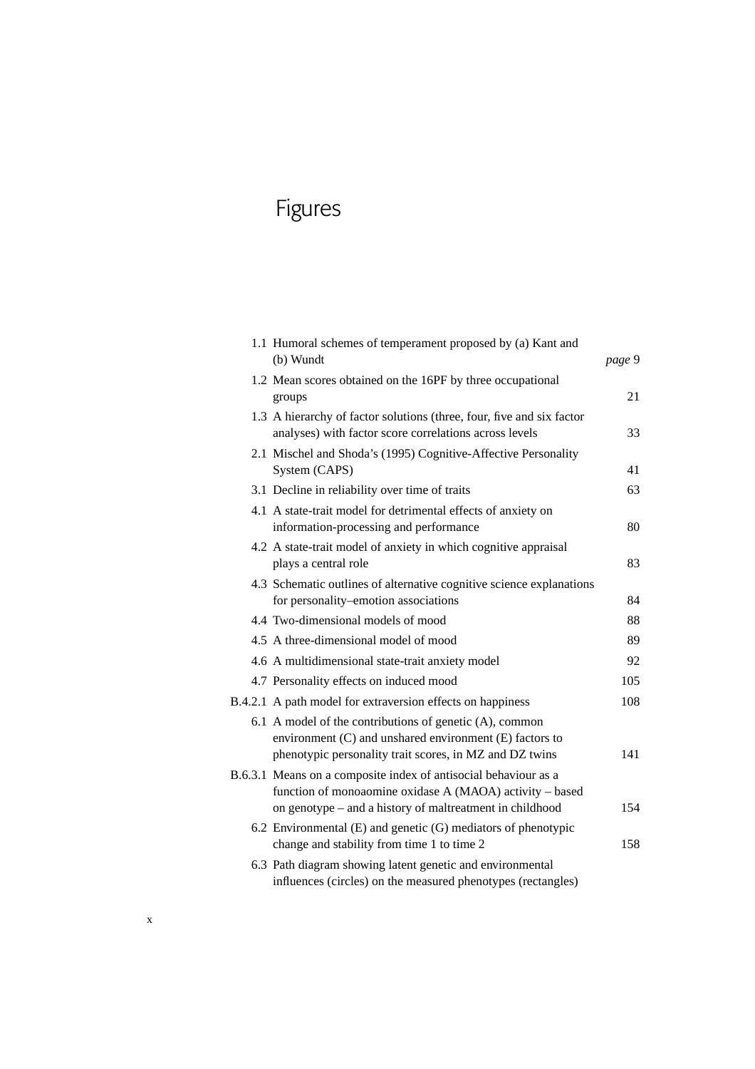# Figures

| | | |
|---|---|---|
| 1.1 | Humoral schemes of temperament proposed by (a) Kant and (b) Wundt | *page* 9 |
| 1.2 | Mean scores obtained on the 16PF by three occupational groups | 21 |
| 1.3 | A hierarchy of factor solutions (three, four, five and six factor analyses) with factor score correlations across levels | 33 |
| 2.1 | Mischel and Shoda's (1995) Cognitive-Affective Personality System (CAPS) | 41 |
| 3.1 | Decline in reliability over time of traits | 63 |
| 4.1 | A state-trait model for detrimental effects of anxiety on information-processing and performance | 80 |
| 4.2 | A state-trait model of anxiety in which cognitive appraisal plays a central role | 83 |
| 4.3 | Schematic outlines of alternative cognitive science explanations for personality–emotion associations | 84 |
| 4.4 | Two-dimensional models of mood | 88 |
| 4.5 | A three-dimensional model of mood | 89 |
| 4.6 | A multidimensional state-trait anxiety model | 92 |
| 4.7 | Personality effects on induced mood | 105 |
| B.4.2.1 | A path model for extraversion effects on happiness | 108 |
| 6.1 | A model of the contributions of genetic (A), common environment (C) and unshared environment (E) factors to phenotypic personality trait scores, in MZ and DZ twins | 141 |
| B.6.3.1 | Means on a composite index of antisocial behaviour as a function of monoaomine oxidase A (MAOA) activity – based on genotype – and a history of maltreatment in childhood | 154 |
| 6.2 | Environmental (E) and genetic (G) mediators of phenotypic change and stability from time 1 to time 2 | 158 |
| 6.3 | Path diagram showing latent genetic and environmental influences (circles) on the measured phenotypes (rectangles) | |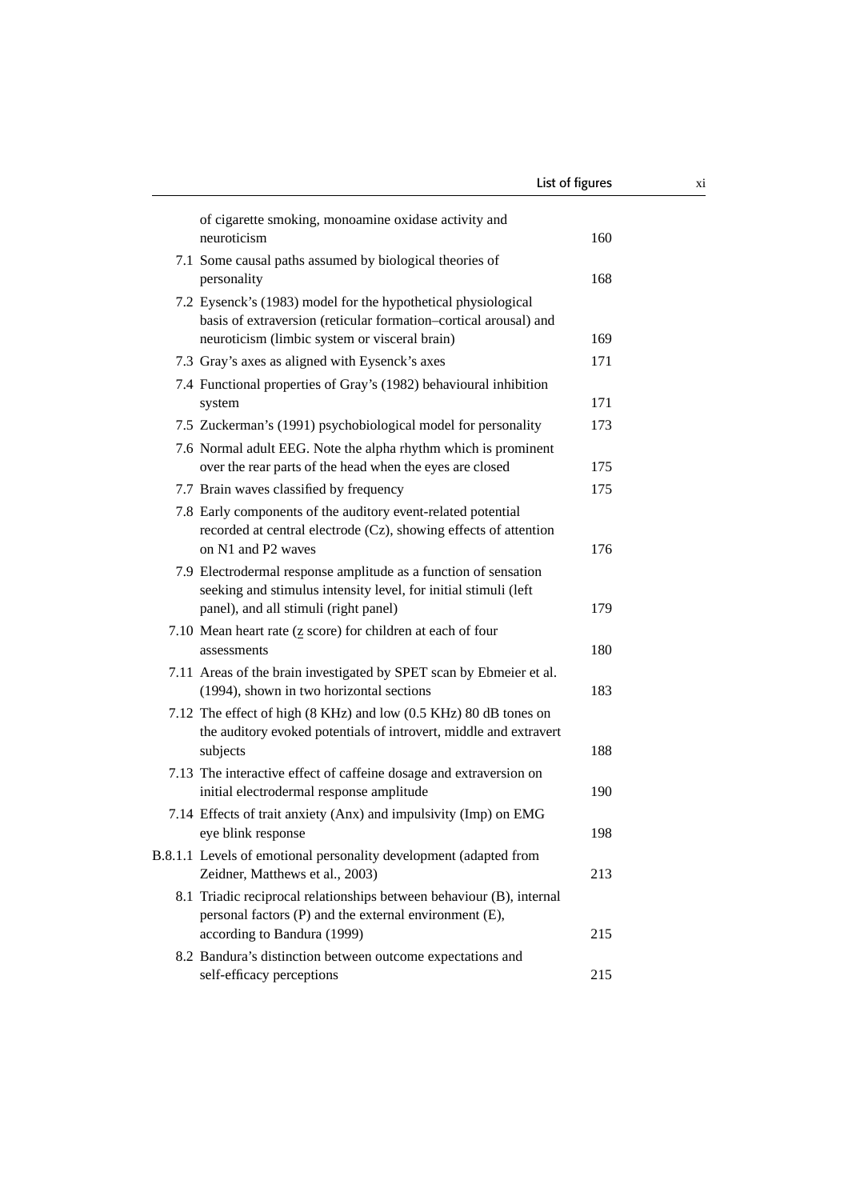| | | |
|---|---|---|
| | of cigarette smoking, monoamine oxidase activity and neuroticism | 160 |
| 7.1 | Some causal paths assumed by biological theories of personality | 168 |
| 7.2 | Eysenck's (1983) model for the hypothetical physiological basis of extraversion (reticular formation–cortical arousal) and neuroticism (limbic system or visceral brain) | 169 |
| 7.3 | Gray's axes as aligned with Eysenck's axes | 171 |
| 7.4 | Functional properties of Gray's (1982) behavioural inhibition system | 171 |
| 7.5 | Zuckerman's (1991) psychobiological model for personality | 173 |
| 7.6 | Normal adult EEG. Note the alpha rhythm which is prominent over the rear parts of the head when the eyes are closed | 175 |
| 7.7 | Brain waves classified by frequency | 175 |
| 7.8 | Early components of the auditory event-related potential recorded at central electrode (Cz), showing effects of attention on N1 and P2 waves | 176 |
| 7.9 | Electrodermal response amplitude as a function of sensation seeking and stimulus intensity level, for initial stimuli (left panel), and all stimuli (right panel) | 179 |
| 7.10 | Mean heart rate (z score) for children at each of four assessments | 180 |
| 7.11 | Areas of the brain investigated by SPET scan by Ebmeier et al. (1994), shown in two horizontal sections | 183 |
| 7.12 | The effect of high (8 KHz) and low (0.5 KHz) 80 dB tones on the auditory evoked potentials of introvert, middle and extravert subjects | 188 |
| 7.13 | The interactive effect of caffeine dosage and extraversion on initial electrodermal response amplitude | 190 |
| 7.14 | Effects of trait anxiety (Anx) and impulsivity (Imp) on EMG eye blink response | 198 |
| B.8.1.1 | Levels of emotional personality development (adapted from Zeidner, Matthews et al., 2003) | 213 |
| 8.1 | Triadic reciprocal relationships between behaviour (B), internal personal factors (P) and the external environment (E), according to Bandura (1999) | 215 |
| 8.2 | Bandura's distinction between outcome expectations and self-efficacy perceptions | 215 |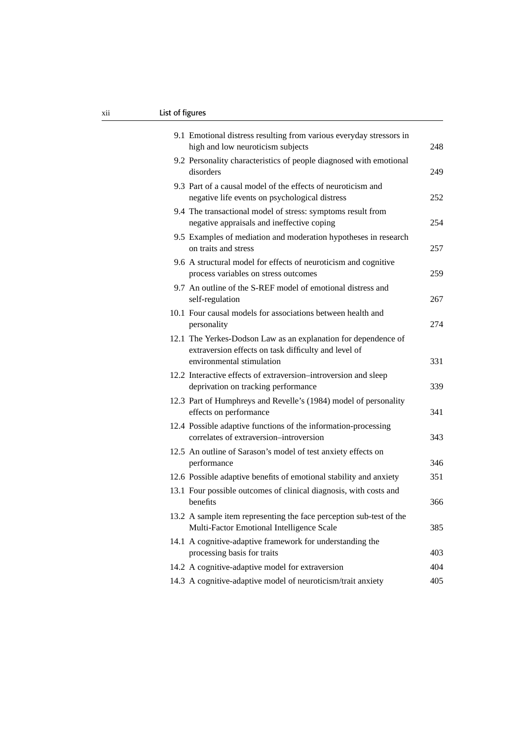| | |
|---|---|
| 9.1 Emotional distress resulting from various everyday stressors in high and low neuroticism subjects | 248 |
| 9.2 Personality characteristics of people diagnosed with emotional disorders | 249 |
| 9.3 Part of a causal model of the effects of neuroticism and negative life events on psychological distress | 252 |
| 9.4 The transactional model of stress: symptoms result from negative appraisals and ineffective coping | 254 |
| 9.5 Examples of mediation and moderation hypotheses in research on traits and stress | 257 |
| 9.6 A structural model for effects of neuroticism and cognitive process variables on stress outcomes | 259 |
| 9.7 An outline of the S-REF model of emotional distress and self-regulation | 267 |
| 10.1 Four causal models for associations between health and personality | 274 |
| 12.1 The Yerkes-Dodson Law as an explanation for dependence of extraversion effects on task difficulty and level of environmental stimulation | 331 |
| 12.2 Interactive effects of extraversion–introversion and sleep deprivation on tracking performance | 339 |
| 12.3 Part of Humphreys and Revelle's (1984) model of personality effects on performance | 341 |
| 12.4 Possible adaptive functions of the information-processing correlates of extraversion–introversion | 343 |
| 12.5 An outline of Sarason's model of test anxiety effects on performance | 346 |
| 12.6 Possible adaptive benefits of emotional stability and anxiety | 351 |
| 13.1 Four possible outcomes of clinical diagnosis, with costs and benefits | 366 |
| 13.2 A sample item representing the face perception sub-test of the Multi-Factor Emotional Intelligence Scale | 385 |
| 14.1 A cognitive-adaptive framework for understanding the processing basis for traits | 403 |
| 14.2 A cognitive-adaptive model for extraversion | 404 |
| 14.3 A cognitive-adaptive model of neuroticism/trait anxiety | 405 |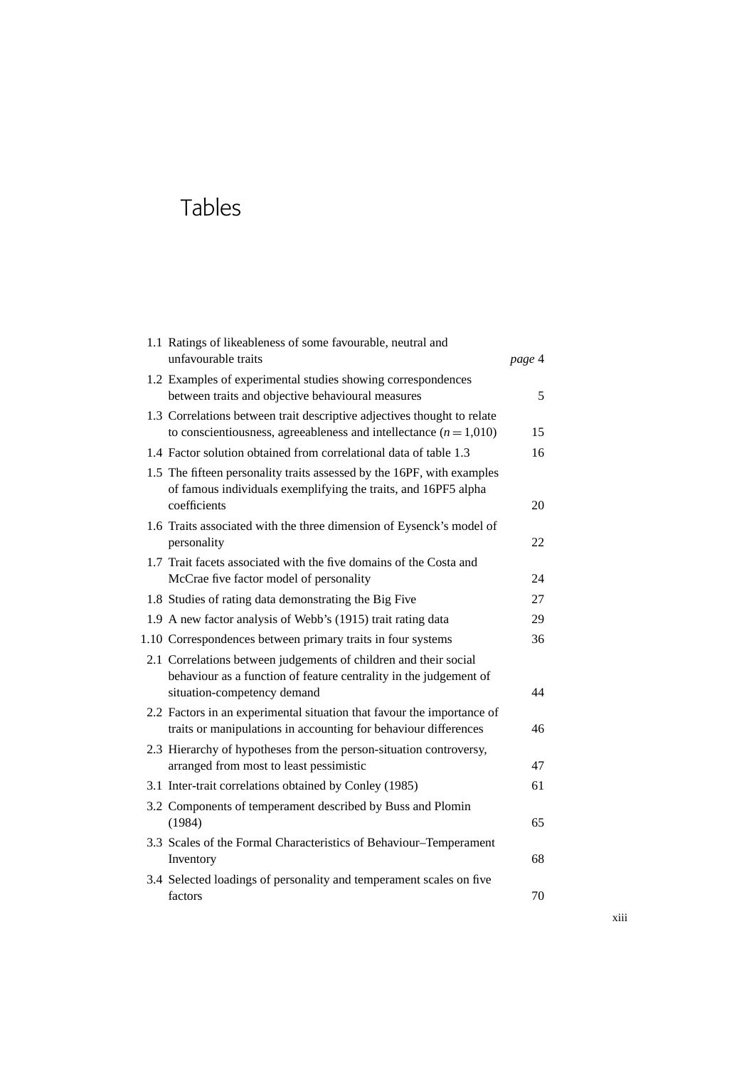# Tables

| | | |
|---|---|---|
| 1.1 | Ratings of likeableness of some favourable, neutral and unfavourable traits | *page* 4 |
| 1.2 | Examples of experimental studies showing correspondences between traits and objective behavioural measures | 5 |
| 1.3 | Correlations between trait descriptive adjectives thought to relate to conscientiousness, agreeableness and intellectance ($n = 1{,}010$) | 15 |
| 1.4 | Factor solution obtained from correlational data of table 1.3 | 16 |
| 1.5 | The fifteen personality traits assessed by the 16PF, with examples of famous individuals exemplifying the traits, and 16PF5 alpha coefficients | 20 |
| 1.6 | Traits associated with the three dimension of Eysenck's model of personality | 22 |
| 1.7 | Trait facets associated with the five domains of the Costa and McCrae five factor model of personality | 24 |
| 1.8 | Studies of rating data demonstrating the Big Five | 27 |
| 1.9 | A new factor analysis of Webb's (1915) trait rating data | 29 |
| 1.10 | Correspondences between primary traits in four systems | 36 |
| 2.1 | Correlations between judgements of children and their social behaviour as a function of feature centrality in the judgement of situation-competency demand | 44 |
| 2.2 | Factors in an experimental situation that favour the importance of traits or manipulations in accounting for behaviour differences | 46 |
| 2.3 | Hierarchy of hypotheses from the person-situation controversy, arranged from most to least pessimistic | 47 |
| 3.1 | Inter-trait correlations obtained by Conley (1985) | 61 |
| 3.2 | Components of temperament described by Buss and Plomin (1984) | 65 |
| 3.3 | Scales of the Formal Characteristics of Behaviour–Temperament Inventory | 68 |
| 3.4 | Selected loadings of personality and temperament scales on five factors | 70 |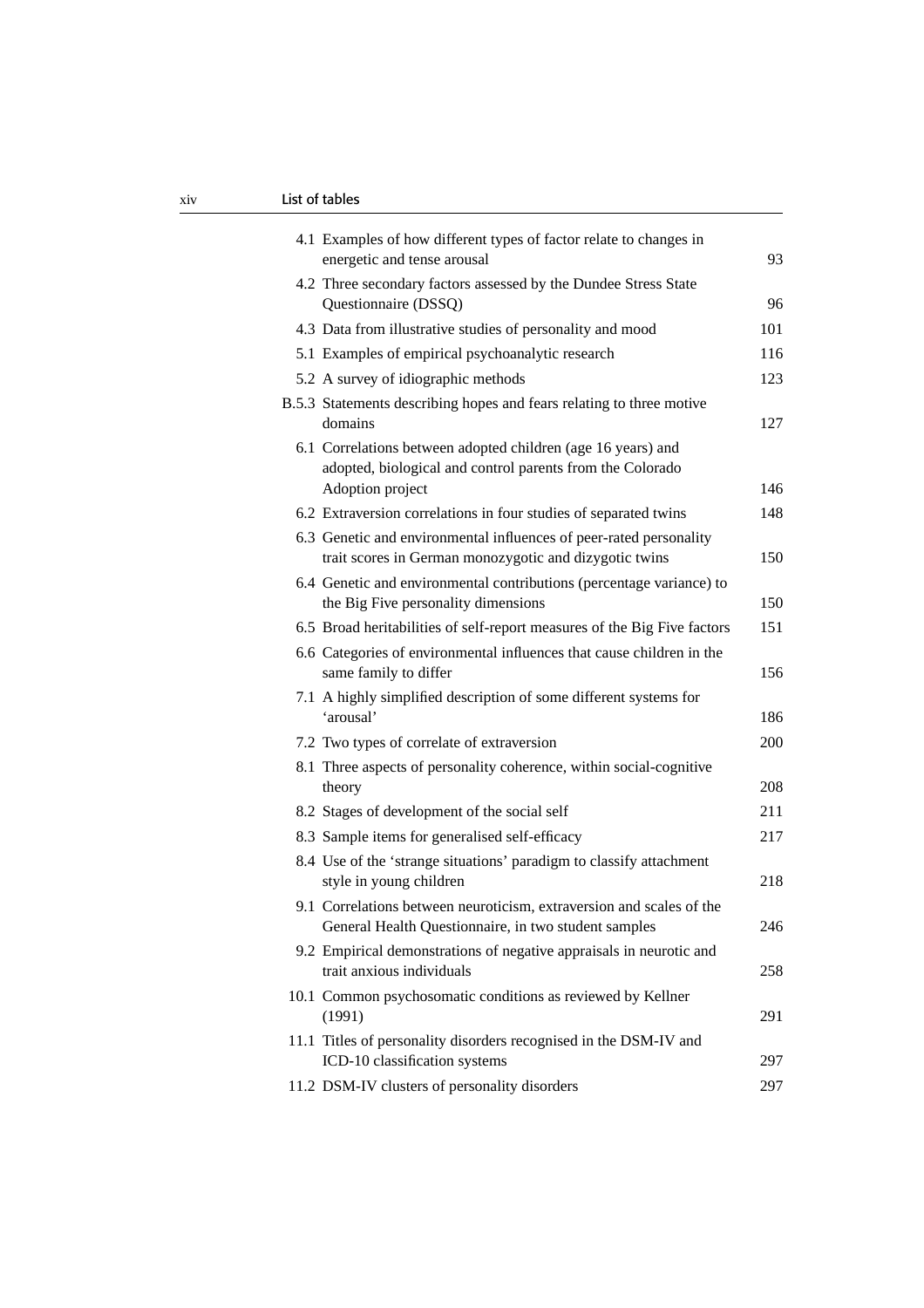| | | |
|---|---|---|
| 4.1 | Examples of how different types of factor relate to changes in energetic and tense arousal | 93 |
| 4.2 | Three secondary factors assessed by the Dundee Stress State Questionnaire (DSSQ) | 96 |
| 4.3 | Data from illustrative studies of personality and mood | 101 |
| 5.1 | Examples of empirical psychoanalytic research | 116 |
| 5.2 | A survey of idiographic methods | 123 |
| B.5.3 | Statements describing hopes and fears relating to three motive domains | 127 |
| 6.1 | Correlations between adopted children (age 16 years) and adopted, biological and control parents from the Colorado Adoption project | 146 |
| 6.2 | Extraversion correlations in four studies of separated twins | 148 |
| 6.3 | Genetic and environmental influences of peer-rated personality trait scores in German monozygotic and dizygotic twins | 150 |
| 6.4 | Genetic and environmental contributions (percentage variance) to the Big Five personality dimensions | 150 |
| 6.5 | Broad heritabilities of self-report measures of the Big Five factors | 151 |
| 6.6 | Categories of environmental influences that cause children in the same family to differ | 156 |
| 7.1 | A highly simplified description of some different systems for 'arousal' | 186 |
| 7.2 | Two types of correlate of extraversion | 200 |
| 8.1 | Three aspects of personality coherence, within social-cognitive theory | 208 |
| 8.2 | Stages of development of the social self | 211 |
| 8.3 | Sample items for generalised self-efficacy | 217 |
| 8.4 | Use of the 'strange situations' paradigm to classify attachment style in young children | 218 |
| 9.1 | Correlations between neuroticism, extraversion and scales of the General Health Questionnaire, in two student samples | 246 |
| 9.2 | Empirical demonstrations of negative appraisals in neurotic and trait anxious individuals | 258 |
| 10.1 | Common psychosomatic conditions as reviewed by Kellner (1991) | 291 |
| 11.1 | Titles of personality disorders recognised in the DSM-IV and ICD-10 classification systems | 297 |
| 11.2 | DSM-IV clusters of personality disorders | 297 |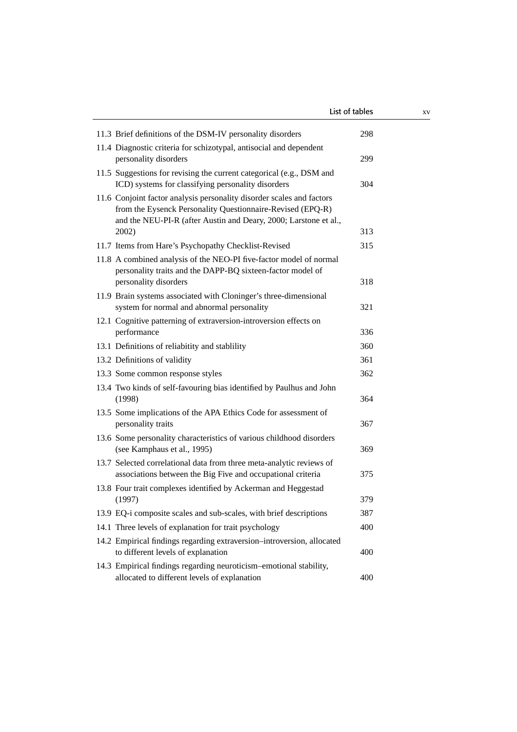| | | |
|---|---|---|
| 11.3 | Brief definitions of the DSM-IV personality disorders | 298 |
| 11.4 | Diagnostic criteria for schizotypal, antisocial and dependent personality disorders | 299 |
| 11.5 | Suggestions for revising the current categorical (e.g., DSM and ICD) systems for classifying personality disorders | 304 |
| 11.6 | Conjoint factor analysis personality disorder scales and factors from the Eysenck Personality Questionnaire-Revised (EPQ-R) and the NEU-PI-R (after Austin and Deary, 2000; Larstone et al., 2002) | 313 |
| 11.7 | Items from Hare's Psychopathy Checklist-Revised | 315 |
| 11.8 | A combined analysis of the NEO-PI five-factor model of normal personality traits and the DAPP-BQ sixteen-factor model of personality disorders | 318 |
| 11.9 | Brain systems associated with Cloninger's three-dimensional system for normal and abnormal personality | 321 |
| 12.1 | Cognitive patterning of extraversion-introversion effects on performance | 336 |
| 13.1 | Definitions of reliability and stablility | 360 |
| 13.2 | Definitions of validity | 361 |
| 13.3 | Some common response styles | 362 |
| 13.4 | Two kinds of self-favouring bias identified by Paulhus and John (1998) | 364 |
| 13.5 | Some implications of the APA Ethics Code for assessment of personality traits | 367 |
| 13.6 | Some personality characteristics of various childhood disorders (see Kamphaus et al., 1995) | 369 |
| 13.7 | Selected correlational data from three meta-analytic reviews of associations between the Big Five and occupational criteria | 375 |
| 13.8 | Four trait complexes identified by Ackerman and Heggestad (1997) | 379 |
| 13.9 | EQ-i composite scales and sub-scales, with brief descriptions | 387 |
| 14.1 | Three levels of explanation for trait psychology | 400 |
| 14.2 | Empirical findings regarding extraversion–introversion, allocated to different levels of explanation | 400 |
| 14.3 | Empirical findings regarding neuroticism–emotional stability, allocated to different levels of explanation | 400 |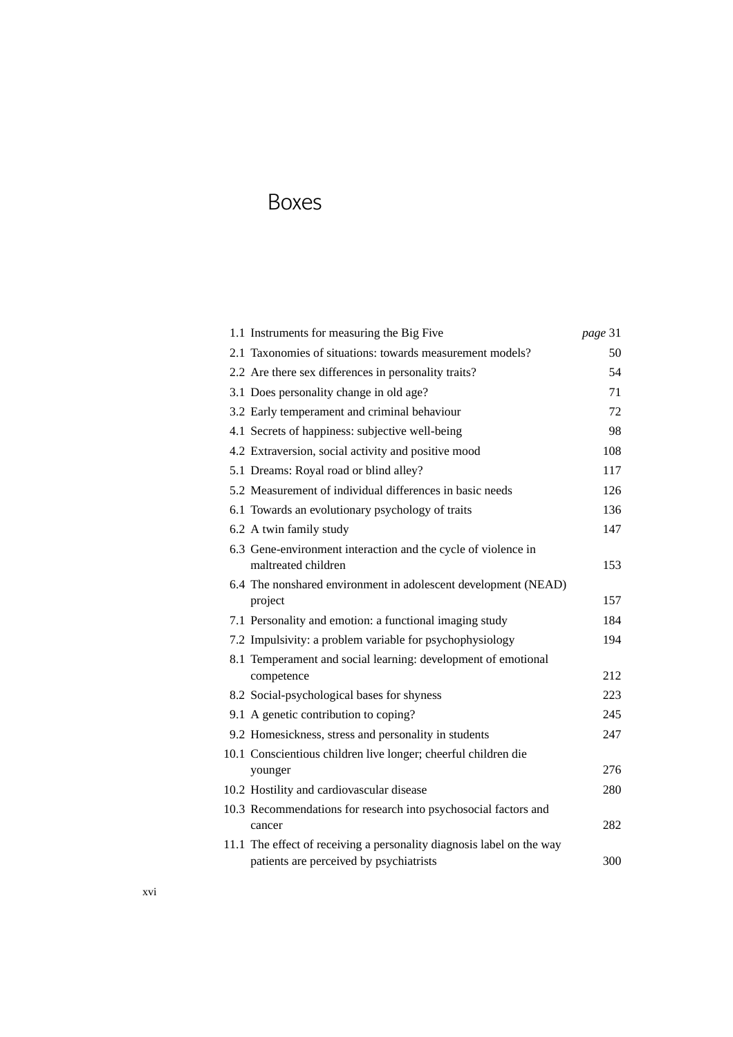# Boxes

| | | |
|---|---|---|
| 1.1 | Instruments for measuring the Big Five | *page* 31 |
| 2.1 | Taxonomies of situations: towards measurement models? | 50 |
| 2.2 | Are there sex differences in personality traits? | 54 |
| 3.1 | Does personality change in old age? | 71 |
| 3.2 | Early temperament and criminal behaviour | 72 |
| 4.1 | Secrets of happiness: subjective well-being | 98 |
| 4.2 | Extraversion, social activity and positive mood | 108 |
| 5.1 | Dreams: Royal road or blind alley? | 117 |
| 5.2 | Measurement of individual differences in basic needs | 126 |
| 6.1 | Towards an evolutionary psychology of traits | 136 |
| 6.2 | A twin family study | 147 |
| 6.3 | Gene-environment interaction and the cycle of violence in maltreated children | 153 |
| 6.4 | The nonshared environment in adolescent development (NEAD) project | 157 |
| 7.1 | Personality and emotion: a functional imaging study | 184 |
| 7.2 | Impulsivity: a problem variable for psychophysiology | 194 |
| 8.1 | Temperament and social learning: development of emotional competence | 212 |
| 8.2 | Social-psychological bases for shyness | 223 |
| 9.1 | A genetic contribution to coping? | 245 |
| 9.2 | Homesickness, stress and personality in students | 247 |
| 10.1 | Conscientious children live longer; cheerful children die younger | 276 |
| 10.2 | Hostility and cardiovascular disease | 280 |
| 10.3 | Recommendations for research into psychosocial factors and cancer | 282 |
| 11.1 | The effect of receiving a personality diagnosis label on the way patients are perceived by psychiatrists | 300 |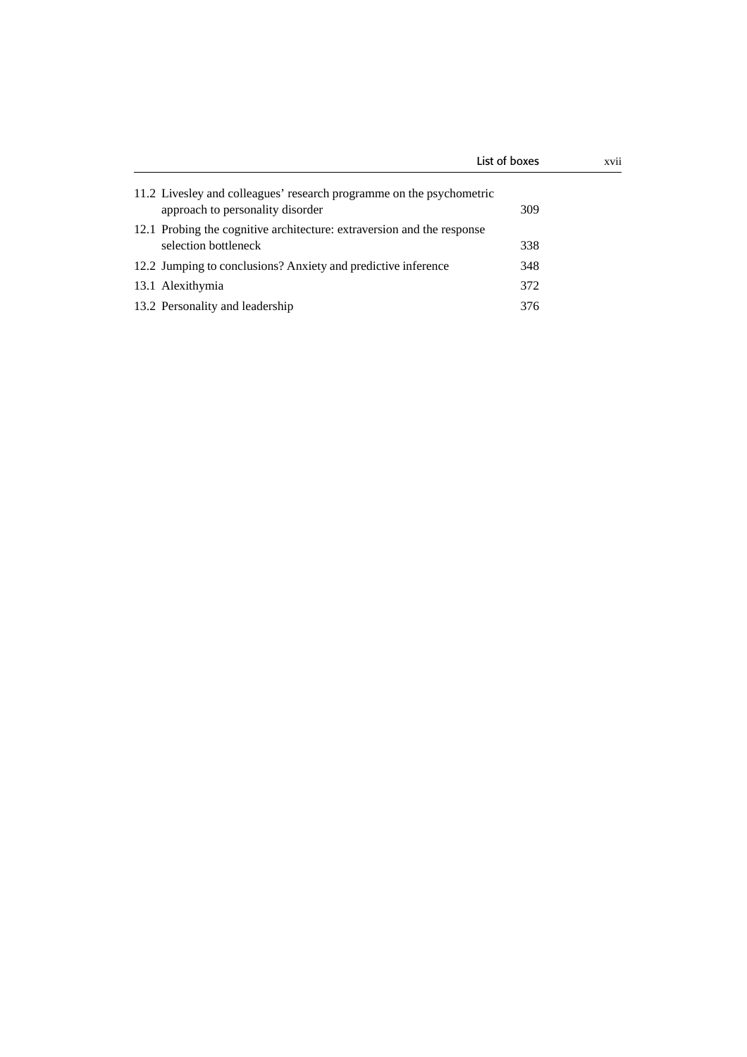| | |
|---|---|
| 11.2 Livesley and colleagues' research programme on the psychometric approach to personality disorder | 309 |
| 12.1 Probing the cognitive architecture: extraversion and the response selection bottleneck | 338 |
| 12.2 Jumping to conclusions? Anxiety and predictive inference | 348 |
| 13.1 Alexithymia | 372 |
| 13.2 Personality and leadership | 376 |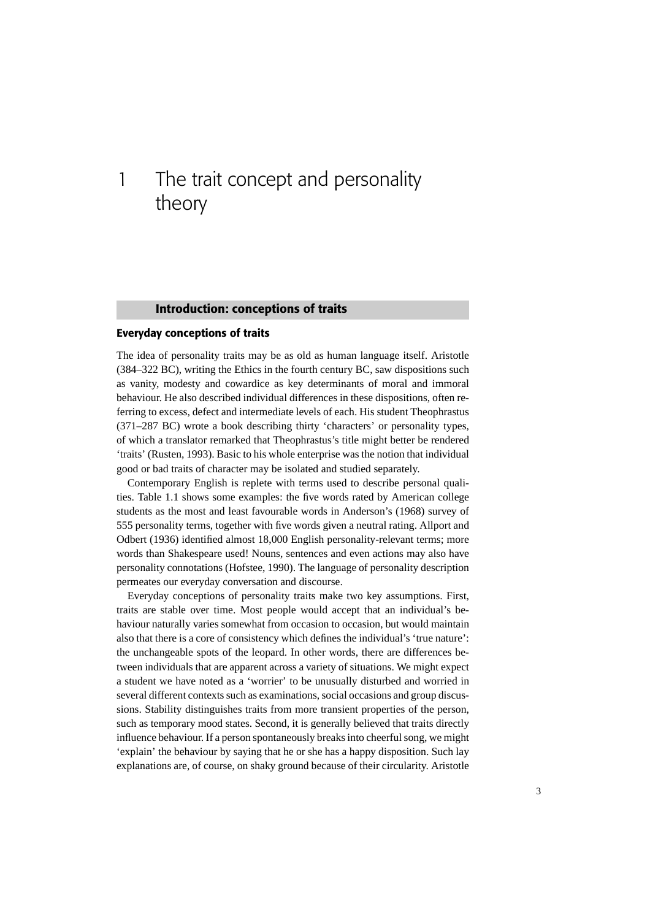# 1 The trait concept and personality theory

## Introduction: conceptions of traits

### Everyday conceptions of traits

The idea of personality traits may be as old as human language itself. Aristotle (384–322 BC), writing the Ethics in the fourth century BC, saw dispositions such as vanity, modesty and cowardice as key determinants of moral and immoral behaviour. He also described individual differences in these dispositions, often referring to excess, defect and intermediate levels of each. His student Theophrastus (371–287 BC) wrote a book describing thirty 'characters' or personality types, of which a translator remarked that Theophrastus's title might better be rendered 'traits' (Rusten, 1993). Basic to his whole enterprise was the notion that individual good or bad traits of character may be isolated and studied separately.

Contemporary English is replete with terms used to describe personal qualities. Table 1.1 shows some examples: the five words rated by American college students as the most and least favourable words in Anderson's (1968) survey of 555 personality terms, together with five words given a neutral rating. Allport and Odbert (1936) identified almost 18,000 English personality-relevant terms; more words than Shakespeare used! Nouns, sentences and even actions may also have personality connotations (Hofstee, 1990). The language of personality description permeates our everyday conversation and discourse.

Everyday conceptions of personality traits make two key assumptions. First, traits are stable over time. Most people would accept that an individual's behaviour naturally varies somewhat from occasion to occasion, but would maintain also that there is a core of consistency which defines the individual's 'true nature': the unchangeable spots of the leopard. In other words, there are differences between individuals that are apparent across a variety of situations. We might expect a student we have noted as a 'worrier' to be unusually disturbed and worried in several different contexts such as examinations, social occasions and group discussions. Stability distinguishes traits from more transient properties of the person, such as temporary mood states. Second, it is generally believed that traits directly influence behaviour. If a person spontaneously breaks into cheerful song, we might 'explain' the behaviour by saying that he or she has a happy disposition. Such lay explanations are, of course, on shaky ground because of their circularity. Aristotle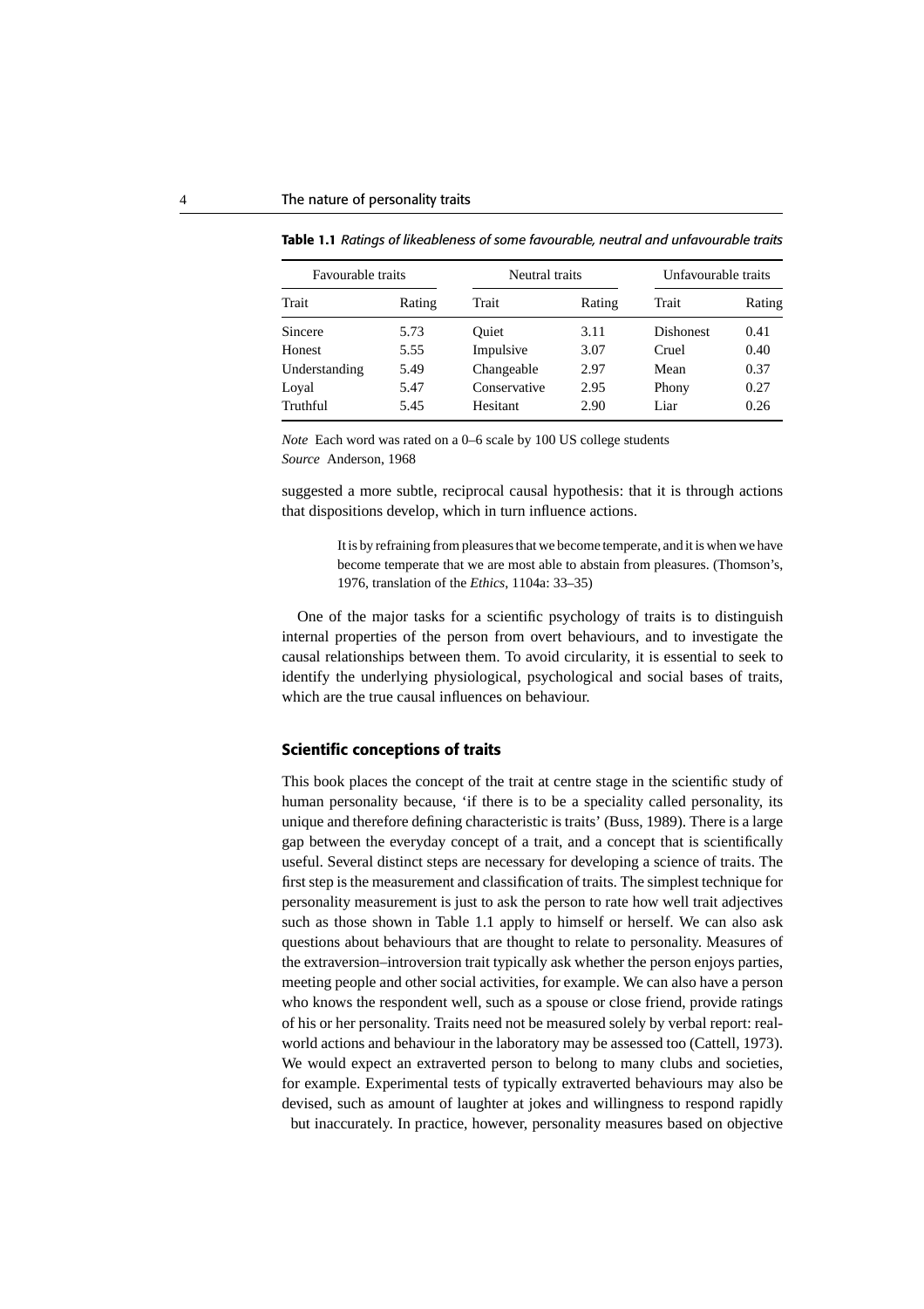**Table 1.1** *Ratings of likeableness of some favourable, neutral and unfavourable traits*

| Favourable traits | | Neutral traits | | Unfavourable traits | |
|---|---|---|---|---|---|
| Trait | Rating | Trait | Rating | Trait | Rating |
| Sincere | 5.73 | Quiet | 3.11 | Dishonest | 0.41 |
| Honest | 5.55 | Impulsive | 3.07 | Cruel | 0.40 |
| Understanding | 5.49 | Changeable | 2.97 | Mean | 0.37 |
| Loyal | 5.47 | Conservative | 2.95 | Phony | 0.27 |
| Truthful | 5.45 | Hesitant | 2.90 | Liar | 0.26 |

*Note* Each word was rated on a 0–6 scale by 100 US college students
*Source* Anderson, 1968

suggested a more subtle, reciprocal causal hypothesis: that it is through actions that dispositions develop, which in turn influence actions.

> It is by refraining from pleasures that we become temperate, and it is when we have become temperate that we are most able to abstain from pleasures. (Thomson's, 1976, translation of the *Ethics*, 1104a: 33–35)

One of the major tasks for a scientific psychology of traits is to distinguish internal properties of the person from overt behaviours, and to investigate the causal relationships between them. To avoid circularity, it is essential to seek to identify the underlying physiological, psychological and social bases of traits, which are the true causal influences on behaviour.

## Scientific conceptions of traits

This book places the concept of the trait at centre stage in the scientific study of human personality because, 'if there is to be a speciality called personality, its unique and therefore defining characteristic is traits' (Buss, 1989). There is a large gap between the everyday concept of a trait, and a concept that is scientifically useful. Several distinct steps are necessary for developing a science of traits. The first step is the measurement and classification of traits. The simplest technique for personality measurement is just to ask the person to rate how well trait adjectives such as those shown in Table 1.1 apply to himself or herself. We can also ask questions about behaviours that are thought to relate to personality. Measures of the extraversion–introversion trait typically ask whether the person enjoys parties, meeting people and other social activities, for example. We can also have a person who knows the respondent well, such as a spouse or close friend, provide ratings of his or her personality. Traits need not be measured solely by verbal report: real-world actions and behaviour in the laboratory may be assessed too (Cattell, 1973). We would expect an extraverted person to belong to many clubs and societies, for example. Experimental tests of typically extraverted behaviours may also be devised, such as amount of laughter at jokes and willingness to respond rapidly but inaccurately. In practice, however, personality measures based on objective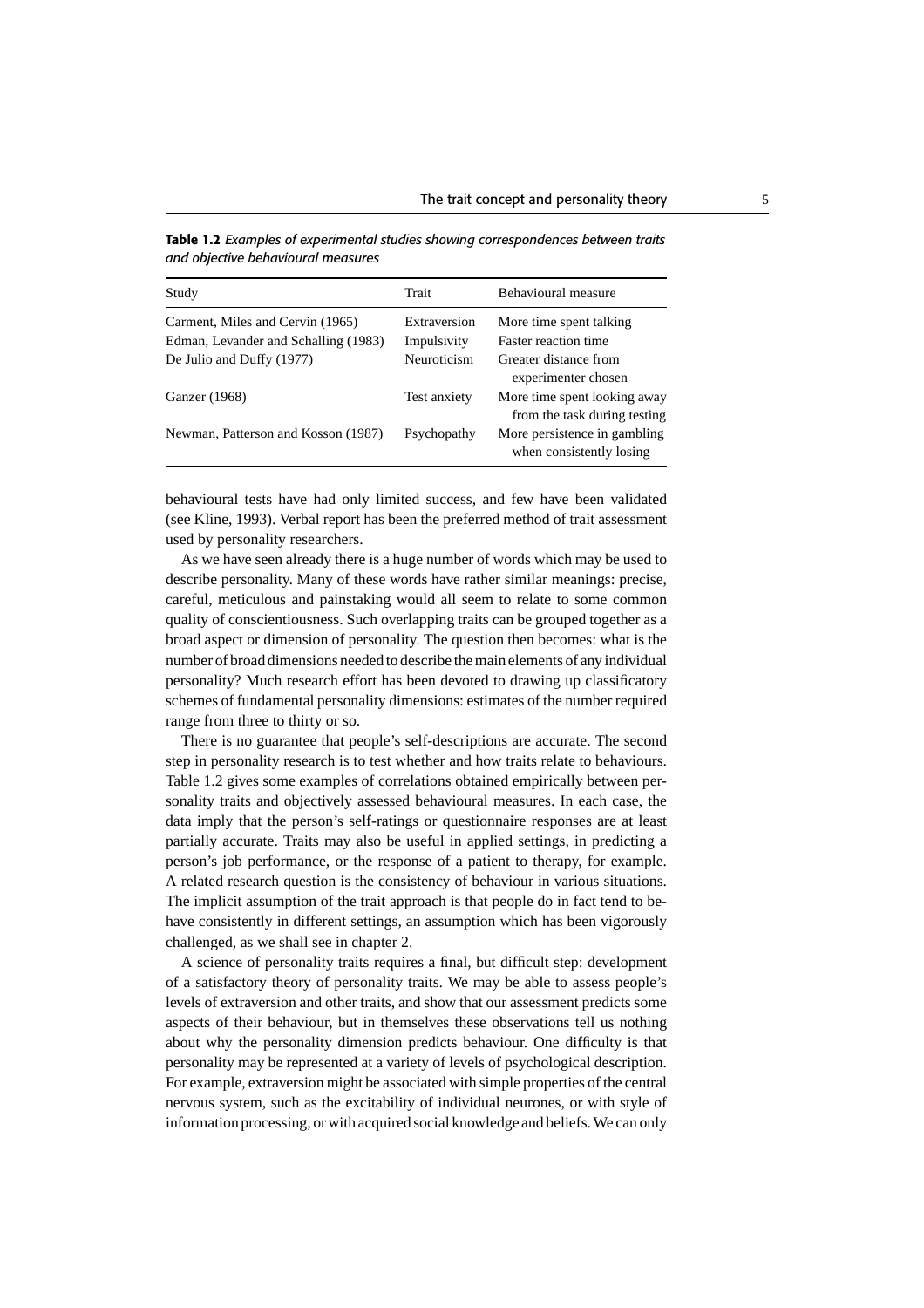**Table 1.2** *Examples of experimental studies showing correspondences between traits and objective behavioural measures*

| Study | Trait | Behavioural measure |
|---|---|---|
| Carment, Miles and Cervin (1965) | Extraversion | More time spent talking |
| Edman, Levander and Schalling (1983) | Impulsivity | Faster reaction time |
| De Julio and Duffy (1977) | Neuroticism | Greater distance from experimenter chosen |
| Ganzer (1968) | Test anxiety | More time spent looking away from the task during testing |
| Newman, Patterson and Kosson (1987) | Psychopathy | More persistence in gambling when consistently losing |

behavioural tests have had only limited success, and few have been validated (see Kline, 1993). Verbal report has been the preferred method of trait assessment used by personality researchers.

As we have seen already there is a huge number of words which may be used to describe personality. Many of these words have rather similar meanings: precise, careful, meticulous and painstaking would all seem to relate to some common quality of conscientiousness. Such overlapping traits can be grouped together as a broad aspect or dimension of personality. The question then becomes: what is the number of broad dimensions needed to describe the main elements of any individual personality? Much research effort has been devoted to drawing up classificatory schemes of fundamental personality dimensions: estimates of the number required range from three to thirty or so.

There is no guarantee that people's self-descriptions are accurate. The second step in personality research is to test whether and how traits relate to behaviours. Table 1.2 gives some examples of correlations obtained empirically between personality traits and objectively assessed behavioural measures. In each case, the data imply that the person's self-ratings or questionnaire responses are at least partially accurate. Traits may also be useful in applied settings, in predicting a person's job performance, or the response of a patient to therapy, for example. A related research question is the consistency of behaviour in various situations. The implicit assumption of the trait approach is that people do in fact tend to behave consistently in different settings, an assumption which has been vigorously challenged, as we shall see in chapter 2.

A science of personality traits requires a final, but difficult step: development of a satisfactory theory of personality traits. We may be able to assess people's levels of extraversion and other traits, and show that our assessment predicts some aspects of their behaviour, but in themselves these observations tell us nothing about why the personality dimension predicts behaviour. One difficulty is that personality may be represented at a variety of levels of psychological description. For example, extraversion might be associated with simple properties of the central nervous system, such as the excitability of individual neurones, or with style of information processing, or with acquired social knowledge and beliefs. We can only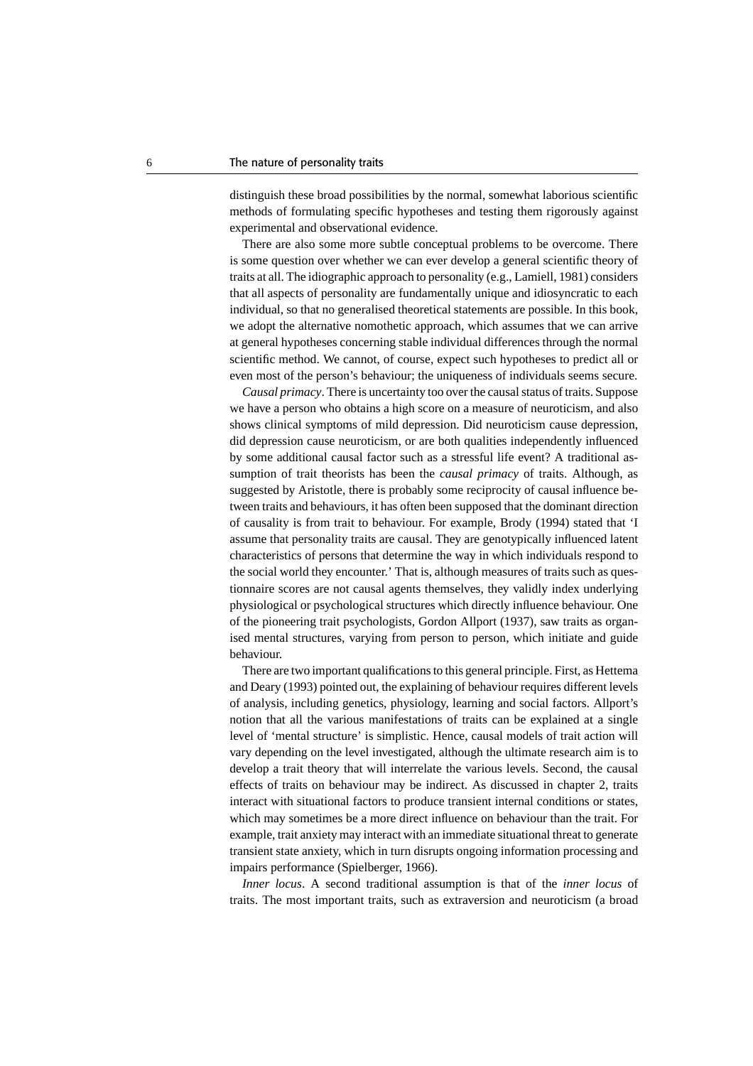distinguish these broad possibilities by the normal, somewhat laborious scientific methods of formulating specific hypotheses and testing them rigorously against experimental and observational evidence.

There are also some more subtle conceptual problems to be overcome. There is some question over whether we can ever develop a general scientific theory of traits at all. The idiographic approach to personality (e.g., Lamiell, 1981) considers that all aspects of personality are fundamentally unique and idiosyncratic to each individual, so that no generalised theoretical statements are possible. In this book, we adopt the alternative nomothetic approach, which assumes that we can arrive at general hypotheses concerning stable individual differences through the normal scientific method. We cannot, of course, expect such hypotheses to predict all or even most of the person's behaviour; the uniqueness of individuals seems secure.

*Causal primacy*. There is uncertainty too over the causal status of traits. Suppose we have a person who obtains a high score on a measure of neuroticism, and also shows clinical symptoms of mild depression. Did neuroticism cause depression, did depression cause neuroticism, or are both qualities independently influenced by some additional causal factor such as a stressful life event? A traditional assumption of trait theorists has been the *causal primacy* of traits. Although, as suggested by Aristotle, there is probably some reciprocity of causal influence between traits and behaviours, it has often been supposed that the dominant direction of causality is from trait to behaviour. For example, Brody (1994) stated that 'I assume that personality traits are causal. They are genotypically influenced latent characteristics of persons that determine the way in which individuals respond to the social world they encounter.' That is, although measures of traits such as questionnaire scores are not causal agents themselves, they validly index underlying physiological or psychological structures which directly influence behaviour. One of the pioneering trait psychologists, Gordon Allport (1937), saw traits as organised mental structures, varying from person to person, which initiate and guide behaviour.

There are two important qualifications to this general principle. First, as Hettema and Deary (1993) pointed out, the explaining of behaviour requires different levels of analysis, including genetics, physiology, learning and social factors. Allport's notion that all the various manifestations of traits can be explained at a single level of 'mental structure' is simplistic. Hence, causal models of trait action will vary depending on the level investigated, although the ultimate research aim is to develop a trait theory that will interrelate the various levels. Second, the causal effects of traits on behaviour may be indirect. As discussed in chapter 2, traits interact with situational factors to produce transient internal conditions or states, which may sometimes be a more direct influence on behaviour than the trait. For example, trait anxiety may interact with an immediate situational threat to generate transient state anxiety, which in turn disrupts ongoing information processing and impairs performance (Spielberger, 1966).

*Inner locus*. A second traditional assumption is that of the *inner locus* of traits. The most important traits, such as extraversion and neuroticism (a broad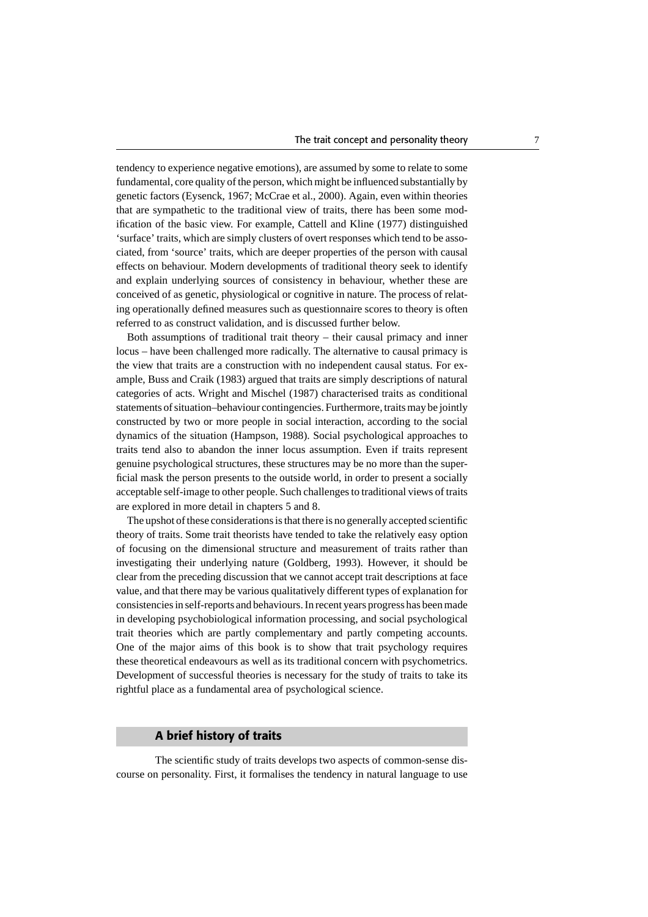tendency to experience negative emotions), are assumed by some to relate to some fundamental, core quality of the person, which might be influenced substantially by genetic factors (Eysenck, 1967; McCrae et al., 2000). Again, even within theories that are sympathetic to the traditional view of traits, there has been some modification of the basic view. For example, Cattell and Kline (1977) distinguished 'surface' traits, which are simply clusters of overt responses which tend to be associated, from 'source' traits, which are deeper properties of the person with causal effects on behaviour. Modern developments of traditional theory seek to identify and explain underlying sources of consistency in behaviour, whether these are conceived of as genetic, physiological or cognitive in nature. The process of relating operationally defined measures such as questionnaire scores to theory is often referred to as construct validation, and is discussed further below.

Both assumptions of traditional trait theory – their causal primacy and inner locus – have been challenged more radically. The alternative to causal primacy is the view that traits are a construction with no independent causal status. For example, Buss and Craik (1983) argued that traits are simply descriptions of natural categories of acts. Wright and Mischel (1987) characterised traits as conditional statements of situation–behaviour contingencies. Furthermore, traits may be jointly constructed by two or more people in social interaction, according to the social dynamics of the situation (Hampson, 1988). Social psychological approaches to traits tend also to abandon the inner locus assumption. Even if traits represent genuine psychological structures, these structures may be no more than the superficial mask the person presents to the outside world, in order to present a socially acceptable self-image to other people. Such challenges to traditional views of traits are explored in more detail in chapters 5 and 8.

The upshot of these considerations is that there is no generally accepted scientific theory of traits. Some trait theorists have tended to take the relatively easy option of focusing on the dimensional structure and measurement of traits rather than investigating their underlying nature (Goldberg, 1993). However, it should be clear from the preceding discussion that we cannot accept trait descriptions at face value, and that there may be various qualitatively different types of explanation for consistencies in self-reports and behaviours. In recent years progress has been made in developing psychobiological information processing, and social psychological trait theories which are partly complementary and partly competing accounts. One of the major aims of this book is to show that trait psychology requires these theoretical endeavours as well as its traditional concern with psychometrics. Development of successful theories is necessary for the study of traits to take its rightful place as a fundamental area of psychological science.

## A brief history of traits

The scientific study of traits develops two aspects of common-sense discourse on personality. First, it formalises the tendency in natural language to use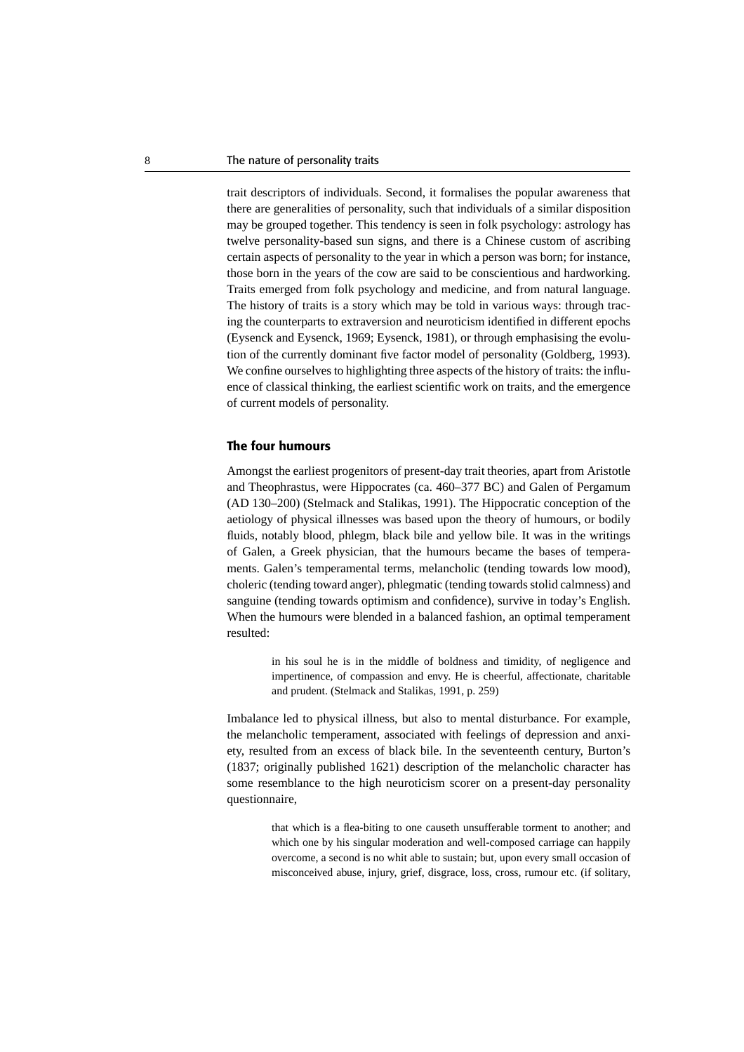trait descriptors of individuals. Second, it formalises the popular awareness that there are generalities of personality, such that individuals of a similar disposition may be grouped together. This tendency is seen in folk psychology: astrology has twelve personality-based sun signs, and there is a Chinese custom of ascribing certain aspects of personality to the year in which a person was born; for instance, those born in the years of the cow are said to be conscientious and hardworking. Traits emerged from folk psychology and medicine, and from natural language. The history of traits is a story which may be told in various ways: through tracing the counterparts to extraversion and neuroticism identified in different epochs (Eysenck and Eysenck, 1969; Eysenck, 1981), or through emphasising the evolution of the currently dominant five factor model of personality (Goldberg, 1993). We confine ourselves to highlighting three aspects of the history of traits: the influence of classical thinking, the earliest scientific work on traits, and the emergence of current models of personality.

## The four humours

Amongst the earliest progenitors of present-day trait theories, apart from Aristotle and Theophrastus, were Hippocrates (ca. 460–377 BC) and Galen of Pergamum (AD 130–200) (Stelmack and Stalikas, 1991). The Hippocratic conception of the aetiology of physical illnesses was based upon the theory of humours, or bodily fluids, notably blood, phlegm, black bile and yellow bile. It was in the writings of Galen, a Greek physician, that the humours became the bases of temperaments. Galen's temperamental terms, melancholic (tending towards low mood), choleric (tending toward anger), phlegmatic (tending towards stolid calmness) and sanguine (tending towards optimism and confidence), survive in today's English. When the humours were blended in a balanced fashion, an optimal temperament resulted:

> in his soul he is in the middle of boldness and timidity, of negligence and impertinence, of compassion and envy. He is cheerful, affectionate, charitable and prudent. (Stelmack and Stalikas, 1991, p. 259)

Imbalance led to physical illness, but also to mental disturbance. For example, the melancholic temperament, associated with feelings of depression and anxiety, resulted from an excess of black bile. In the seventeenth century, Burton's (1837; originally published 1621) description of the melancholic character has some resemblance to the high neuroticism scorer on a present-day personality questionnaire,

> that which is a flea-biting to one causeth unsufferable torment to another; and which one by his singular moderation and well-composed carriage can happily overcome, a second is no whit able to sustain; but, upon every small occasion of misconceived abuse, injury, grief, disgrace, loss, cross, rumour etc. (if solitary,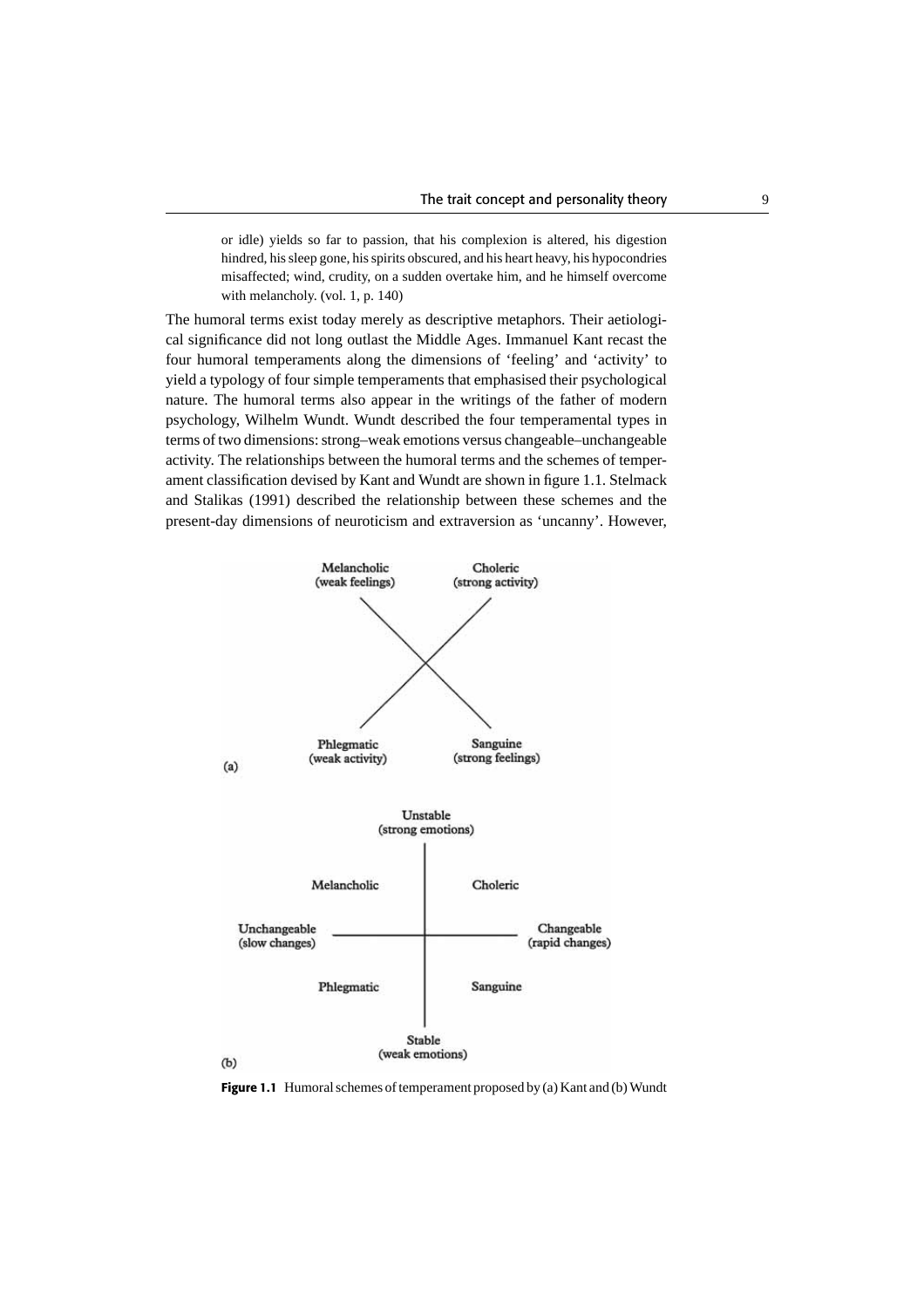> or idle) yields so far to passion, that his complexion is altered, his digestion hindred, his sleep gone, his spirits obscured, and his heart heavy, his hypocondries misaffected; wind, crudity, on a sudden overtake him, and he himself overcome with melancholy. (vol. 1, p. 140)

The humoral terms exist today merely as descriptive metaphors. Their aetiological significance did not long outlast the Middle Ages. Immanuel Kant recast the four humoral temperaments along the dimensions of 'feeling' and 'activity' to yield a typology of four simple temperaments that emphasised their psychological nature. The humoral terms also appear in the writings of the father of modern psychology, Wilhelm Wundt. Wundt described the four temperamental types in terms of two dimensions: strong–weak emotions versus changeable–unchangeable activity. The relationships between the humoral terms and the schemes of temperament classification devised by Kant and Wundt are shown in figure 1.1. Stelmack and Stalikas (1991) described the relationship between these schemes and the present-day dimensions of neuroticism and extraversion as 'uncanny'. However,

(a)

Melancholic (weak feelings) — Choleric (strong activity)

Phlegmatic (weak activity) — Sanguine (strong feelings)

(b)

Unstable (strong emotions)

Melancholic — Choleric

Unchangeable (slow changes) — Changeable (rapid changes)

Phlegmatic — Sanguine

Stable (weak emotions)

**Figure 1.1** Humoral schemes of temperament proposed by (a) Kant and (b) Wundt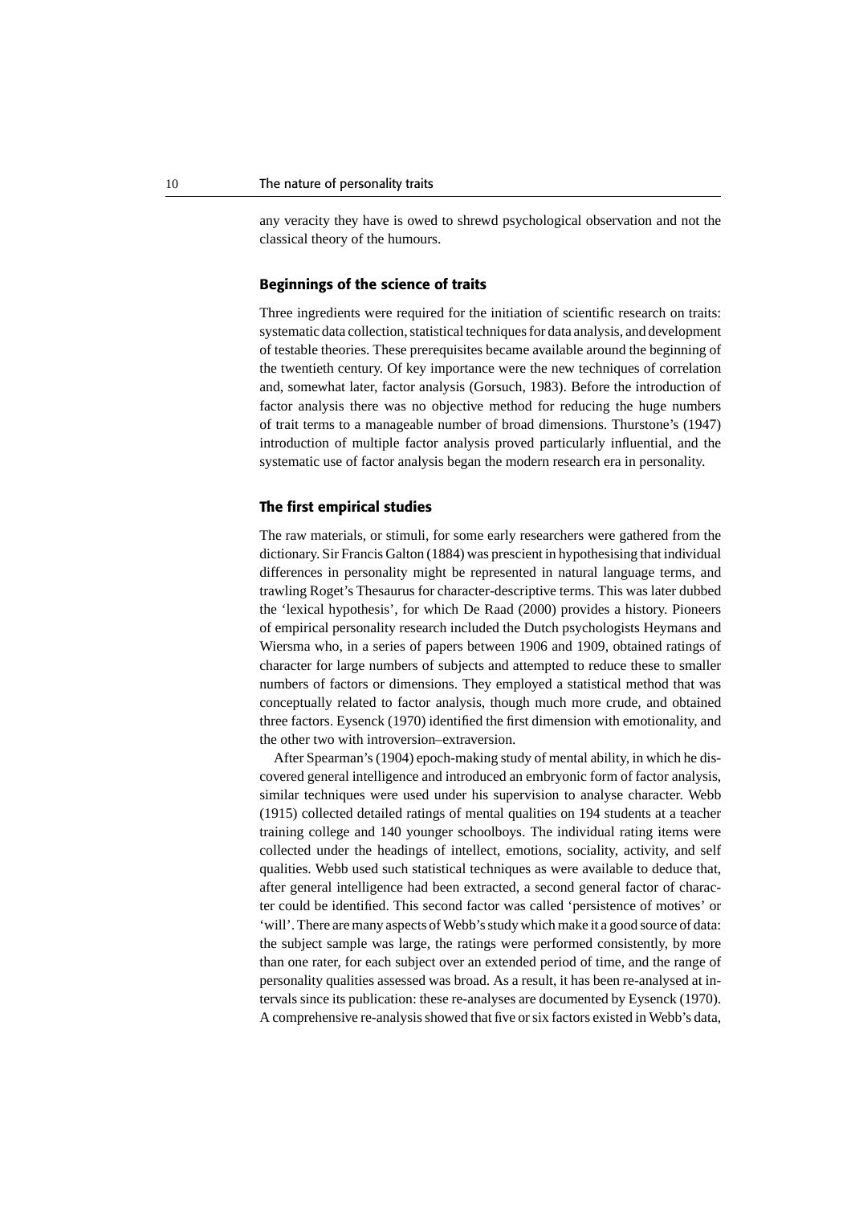any veracity they have is owed to shrewd psychological observation and not the classical theory of the humours.

## Beginnings of the science of traits

Three ingredients were required for the initiation of scientific research on traits: systematic data collection, statistical techniques for data analysis, and development of testable theories. These prerequisites became available around the beginning of the twentieth century. Of key importance were the new techniques of correlation and, somewhat later, factor analysis (Gorsuch, 1983). Before the introduction of factor analysis there was no objective method for reducing the huge numbers of trait terms to a manageable number of broad dimensions. Thurstone's (1947) introduction of multiple factor analysis proved particularly influential, and the systematic use of factor analysis began the modern research era in personality.

## The first empirical studies

The raw materials, or stimuli, for some early researchers were gathered from the dictionary. Sir Francis Galton (1884) was prescient in hypothesising that individual differences in personality might be represented in natural language terms, and trawling Roget's Thesaurus for character-descriptive terms. This was later dubbed the 'lexical hypothesis', for which De Raad (2000) provides a history. Pioneers of empirical personality research included the Dutch psychologists Heymans and Wiersma who, in a series of papers between 1906 and 1909, obtained ratings of character for large numbers of subjects and attempted to reduce these to smaller numbers of factors or dimensions. They employed a statistical method that was conceptually related to factor analysis, though much more crude, and obtained three factors. Eysenck (1970) identified the first dimension with emotionality, and the other two with introversion–extraversion.

After Spearman's (1904) epoch-making study of mental ability, in which he discovered general intelligence and introduced an embryonic form of factor analysis, similar techniques were used under his supervision to analyse character. Webb (1915) collected detailed ratings of mental qualities on 194 students at a teacher training college and 140 younger schoolboys. The individual rating items were collected under the headings of intellect, emotions, sociality, activity, and self qualities. Webb used such statistical techniques as were available to deduce that, after general intelligence had been extracted, a second general factor of character could be identified. This second factor was called 'persistence of motives' or 'will'. There are many aspects of Webb's study which make it a good source of data: the subject sample was large, the ratings were performed consistently, by more than one rater, for each subject over an extended period of time, and the range of personality qualities assessed was broad. As a result, it has been re-analysed at intervals since its publication: these re-analyses are documented by Eysenck (1970). A comprehensive re-analysis showed that five or six factors existed in Webb's data,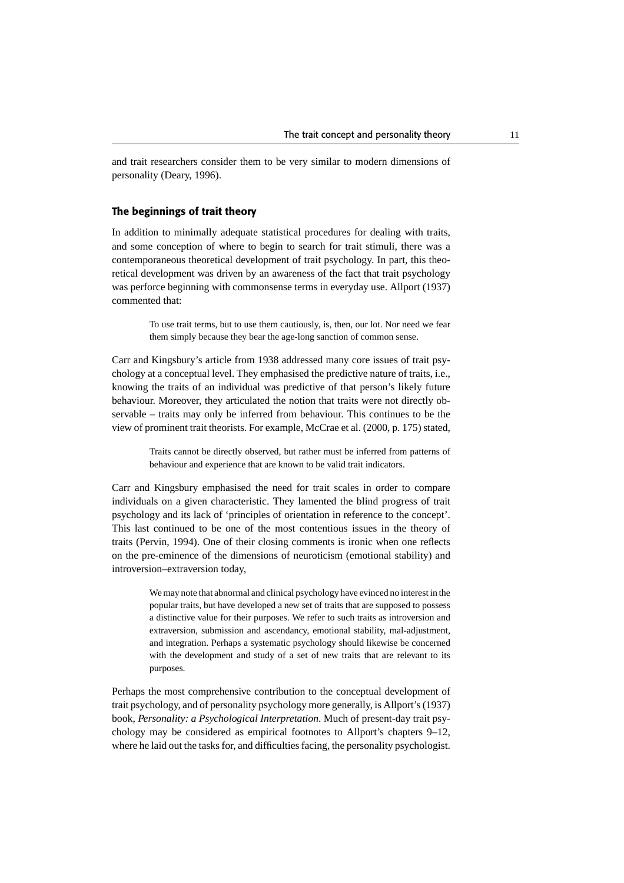and trait researchers consider them to be very similar to modern dimensions of personality (Deary, 1996).

## The beginnings of trait theory

In addition to minimally adequate statistical procedures for dealing with traits, and some conception of where to begin to search for trait stimuli, there was a contemporaneous theoretical development of trait psychology. In part, this theoretical development was driven by an awareness of the fact that trait psychology was perforce beginning with commonsense terms in everyday use. Allport (1937) commented that:

> To use trait terms, but to use them cautiously, is, then, our lot. Nor need we fear them simply because they bear the age-long sanction of common sense.

Carr and Kingsbury's article from 1938 addressed many core issues of trait psychology at a conceptual level. They emphasised the predictive nature of traits, i.e., knowing the traits of an individual was predictive of that person's likely future behaviour. Moreover, they articulated the notion that traits were not directly observable – traits may only be inferred from behaviour. This continues to be the view of prominent trait theorists. For example, McCrae et al. (2000, p. 175) stated,

> Traits cannot be directly observed, but rather must be inferred from patterns of behaviour and experience that are known to be valid trait indicators.

Carr and Kingsbury emphasised the need for trait scales in order to compare individuals on a given characteristic. They lamented the blind progress of trait psychology and its lack of 'principles of orientation in reference to the concept'. This last continued to be one of the most contentious issues in the theory of traits (Pervin, 1994). One of their closing comments is ironic when one reflects on the pre-eminence of the dimensions of neuroticism (emotional stability) and introversion–extraversion today,

> We may note that abnormal and clinical psychology have evinced no interest in the popular traits, but have developed a new set of traits that are supposed to possess a distinctive value for their purposes. We refer to such traits as introversion and extraversion, submission and ascendancy, emotional stability, mal-adjustment, and integration. Perhaps a systematic psychology should likewise be concerned with the development and study of a set of new traits that are relevant to its purposes.

Perhaps the most comprehensive contribution to the conceptual development of trait psychology, and of personality psychology more generally, is Allport's (1937) book, *Personality: a Psychological Interpretation*. Much of present-day trait psychology may be considered as empirical footnotes to Allport's chapters 9–12, where he laid out the tasks for, and difficulties facing, the personality psychologist.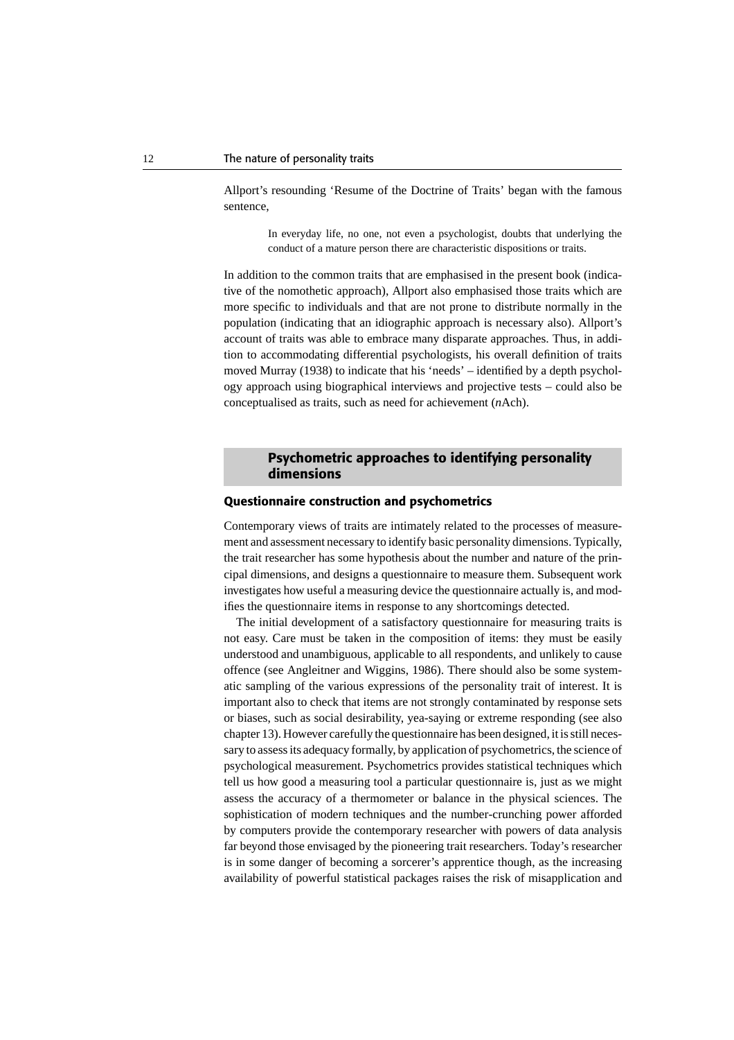Allport's resounding 'Resume of the Doctrine of Traits' began with the famous sentence,

> In everyday life, no one, not even a psychologist, doubts that underlying the conduct of a mature person there are characteristic dispositions or traits.

In addition to the common traits that are emphasised in the present book (indicative of the nomothetic approach), Allport also emphasised those traits which are more specific to individuals and that are not prone to distribute normally in the population (indicating that an idiographic approach is necessary also). Allport's account of traits was able to embrace many disparate approaches. Thus, in addition to accommodating differential psychologists, his overall definition of traits moved Murray (1938) to indicate that his 'needs' – identified by a depth psychology approach using biographical interviews and projective tests – could also be conceptualised as traits, such as need for achievement (*n*Ach).

## Psychometric approaches to identifying personality dimensions

### Questionnaire construction and psychometrics

Contemporary views of traits are intimately related to the processes of measurement and assessment necessary to identify basic personality dimensions. Typically, the trait researcher has some hypothesis about the number and nature of the principal dimensions, and designs a questionnaire to measure them. Subsequent work investigates how useful a measuring device the questionnaire actually is, and modifies the questionnaire items in response to any shortcomings detected.

The initial development of a satisfactory questionnaire for measuring traits is not easy. Care must be taken in the composition of items: they must be easily understood and unambiguous, applicable to all respondents, and unlikely to cause offence (see Angleitner and Wiggins, 1986). There should also be some systematic sampling of the various expressions of the personality trait of interest. It is important also to check that items are not strongly contaminated by response sets or biases, such as social desirability, yea-saying or extreme responding (see also chapter 13). However carefully the questionnaire has been designed, it is still necessary to assess its adequacy formally, by application of psychometrics, the science of psychological measurement. Psychometrics provides statistical techniques which tell us how good a measuring tool a particular questionnaire is, just as we might assess the accuracy of a thermometer or balance in the physical sciences. The sophistication of modern techniques and the number-crunching power afforded by computers provide the contemporary researcher with powers of data analysis far beyond those envisaged by the pioneering trait researchers. Today's researcher is in some danger of becoming a sorcerer's apprentice though, as the increasing availability of powerful statistical packages raises the risk of misapplication and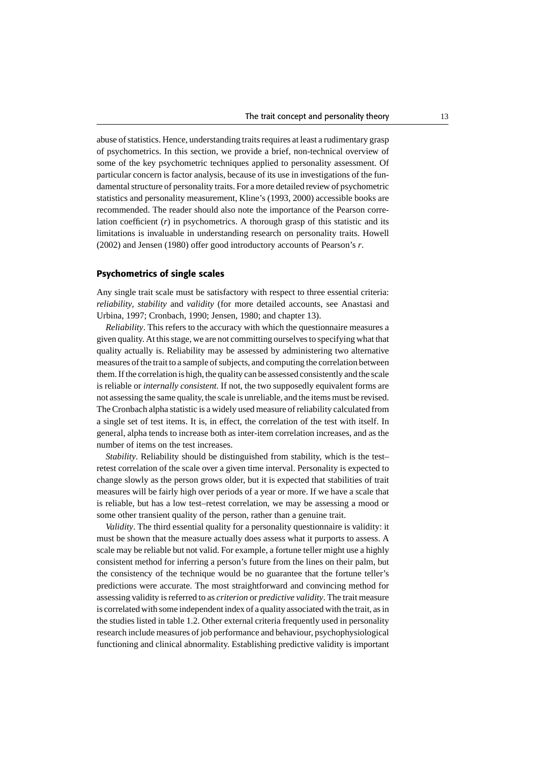abuse of statistics. Hence, understanding traits requires at least a rudimentary grasp of psychometrics. In this section, we provide a brief, non-technical overview of some of the key psychometric techniques applied to personality assessment. Of particular concern is factor analysis, because of its use in investigations of the fundamental structure of personality traits. For a more detailed review of psychometric statistics and personality measurement, Kline's (1993, 2000) accessible books are recommended. The reader should also note the importance of the Pearson correlation coefficient ($r$) in psychometrics. A thorough grasp of this statistic and its limitations is invaluable in understanding research on personality traits. Howell (2002) and Jensen (1980) offer good introductory accounts of Pearson's $r$.

### Psychometrics of single scales

Any single trait scale must be satisfactory with respect to three essential criteria: *reliability*, *stability* and *validity* (for more detailed accounts, see Anastasi and Urbina, 1997; Cronbach, 1990; Jensen, 1980; and chapter 13).

*Reliability*. This refers to the accuracy with which the questionnaire measures a given quality. At this stage, we are not committing ourselves to specifying what that quality actually is. Reliability may be assessed by administering two alternative measures of the trait to a sample of subjects, and computing the correlation between them. If the correlation is high, the quality can be assessed consistently and the scale is reliable or *internally consistent.* If not, the two supposedly equivalent forms are not assessing the same quality, the scale is unreliable, and the items must be revised. The Cronbach alpha statistic is a widely used measure of reliability calculated from a single set of test items. It is, in effect, the correlation of the test with itself. In general, alpha tends to increase both as inter-item correlation increases, and as the number of items on the test increases.

*Stability*. Reliability should be distinguished from stability, which is the test–retest correlation of the scale over a given time interval. Personality is expected to change slowly as the person grows older, but it is expected that stabilities of trait measures will be fairly high over periods of a year or more. If we have a scale that is reliable, but has a low test–retest correlation, we may be assessing a mood or some other transient quality of the person, rather than a genuine trait.

*Validity*. The third essential quality for a personality questionnaire is validity: it must be shown that the measure actually does assess what it purports to assess. A scale may be reliable but not valid. For example, a fortune teller might use a highly consistent method for inferring a person's future from the lines on their palm, but the consistency of the technique would be no guarantee that the fortune teller's predictions were accurate. The most straightforward and convincing method for assessing validity is referred to as *criterion* or *predictive validity*. The trait measure is correlated with some independent index of a quality associated with the trait, as in the studies listed in table 1.2. Other external criteria frequently used in personality research include measures of job performance and behaviour, psychophysiological functioning and clinical abnormality. Establishing predictive validity is important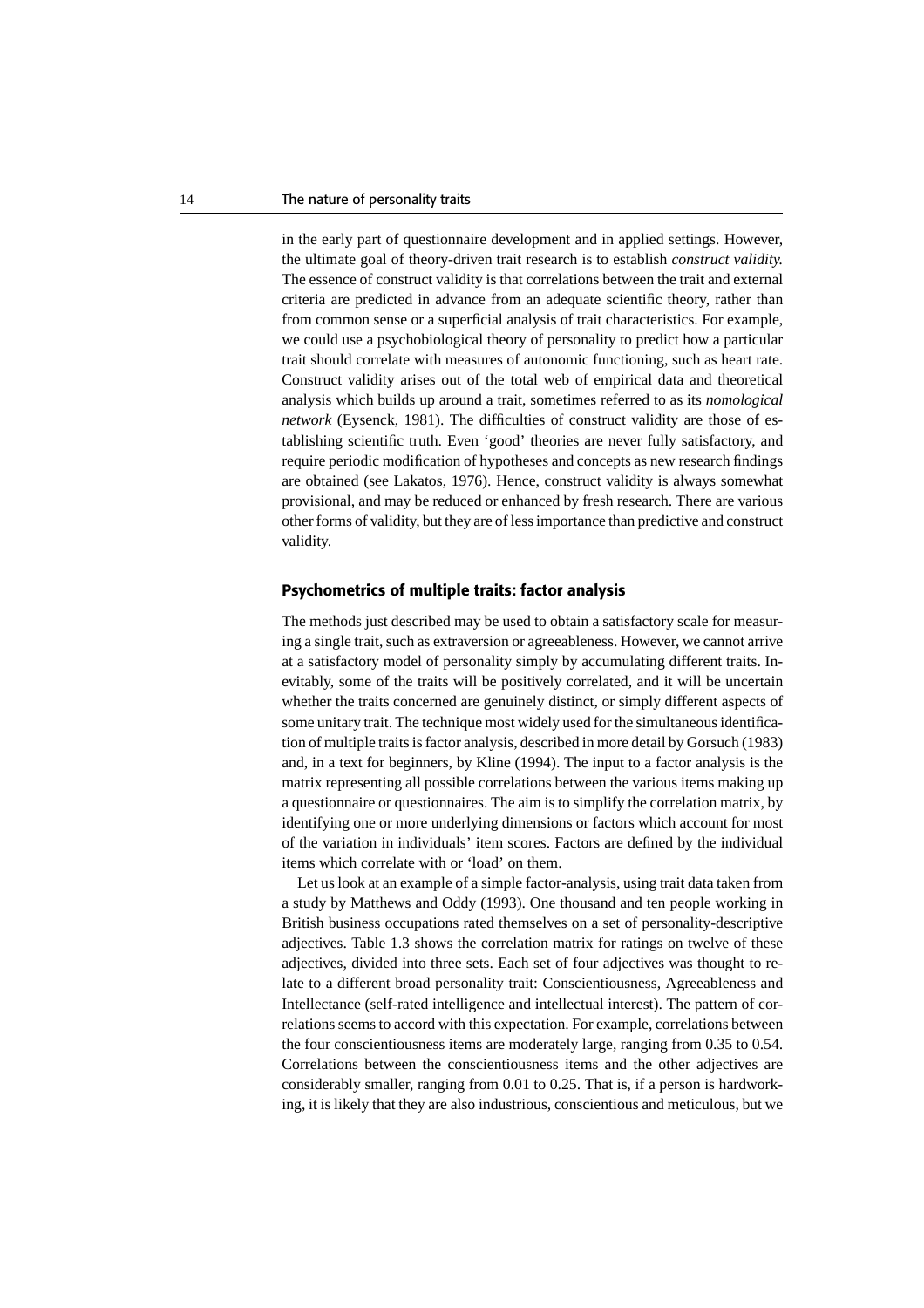in the early part of questionnaire development and in applied settings. However, the ultimate goal of theory-driven trait research is to establish *construct validity.* The essence of construct validity is that correlations between the trait and external criteria are predicted in advance from an adequate scientific theory, rather than from common sense or a superficial analysis of trait characteristics. For example, we could use a psychobiological theory of personality to predict how a particular trait should correlate with measures of autonomic functioning, such as heart rate. Construct validity arises out of the total web of empirical data and theoretical analysis which builds up around a trait, sometimes referred to as its *nomological network* (Eysenck, 1981). The difficulties of construct validity are those of establishing scientific truth. Even 'good' theories are never fully satisfactory, and require periodic modification of hypotheses and concepts as new research findings are obtained (see Lakatos, 1976). Hence, construct validity is always somewhat provisional, and may be reduced or enhanced by fresh research. There are various other forms of validity, but they are of less importance than predictive and construct validity.

## Psychometrics of multiple traits: factor analysis

The methods just described may be used to obtain a satisfactory scale for measuring a single trait, such as extraversion or agreeableness. However, we cannot arrive at a satisfactory model of personality simply by accumulating different traits. Inevitably, some of the traits will be positively correlated, and it will be uncertain whether the traits concerned are genuinely distinct, or simply different aspects of some unitary trait. The technique most widely used for the simultaneous identification of multiple traits is factor analysis, described in more detail by Gorsuch (1983) and, in a text for beginners, by Kline (1994). The input to a factor analysis is the matrix representing all possible correlations between the various items making up a questionnaire or questionnaires. The aim is to simplify the correlation matrix, by identifying one or more underlying dimensions or factors which account for most of the variation in individuals' item scores. Factors are defined by the individual items which correlate with or 'load' on them.

Let us look at an example of a simple factor-analysis, using trait data taken from a study by Matthews and Oddy (1993). One thousand and ten people working in British business occupations rated themselves on a set of personality-descriptive adjectives. Table 1.3 shows the correlation matrix for ratings on twelve of these adjectives, divided into three sets. Each set of four adjectives was thought to relate to a different broad personality trait: Conscientiousness, Agreeableness and Intellectance (self-rated intelligence and intellectual interest). The pattern of correlations seems to accord with this expectation. For example, correlations between the four conscientiousness items are moderately large, ranging from 0.35 to 0.54. Correlations between the conscientiousness items and the other adjectives are considerably smaller, ranging from 0.01 to 0.25. That is, if a person is hardworking, it is likely that they are also industrious, conscientious and meticulous, but we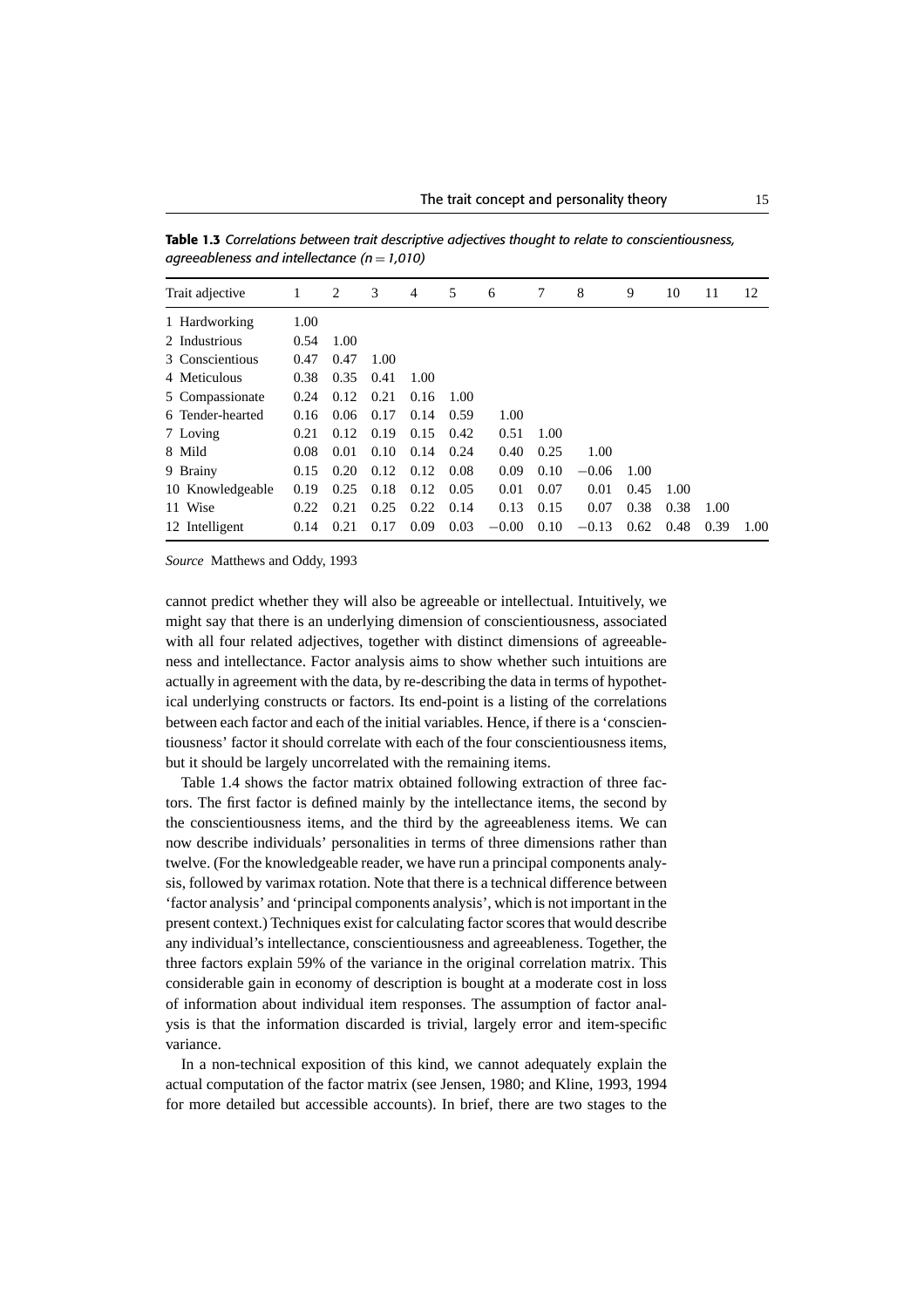**Table 1.3** *Correlations between trait descriptive adjectives thought to relate to conscientiousness, agreeableness and intellectance (n = 1,010)*

| Trait adjective | 1 | 2 | 3 | 4 | 5 | 6 | 7 | 8 | 9 | 10 | 11 | 12 |
|---|---|---|---|---|---|---|---|---|---|---|---|---|
| 1 Hardworking | 1.00 | | | | | | | | | | | |
| 2 Industrious | 0.54 | 1.00 | | | | | | | | | | |
| 3 Conscientious | 0.47 | 0.47 | 1.00 | | | | | | | | | |
| 4 Meticulous | 0.38 | 0.35 | 0.41 | 1.00 | | | | | | | | |
| 5 Compassionate | 0.24 | 0.12 | 0.21 | 0.16 | 1.00 | | | | | | | |
| 6 Tender-hearted | 0.16 | 0.06 | 0.17 | 0.14 | 0.59 | 1.00 | | | | | | |
| 7 Loving | 0.21 | 0.12 | 0.19 | 0.15 | 0.42 | 0.51 | 1.00 | | | | | |
| 8 Mild | 0.08 | 0.01 | 0.10 | 0.14 | 0.24 | 0.40 | 0.25 | 1.00 | | | | |
| 9 Brainy | 0.15 | 0.20 | 0.12 | 0.12 | 0.08 | 0.09 | 0.10 | −0.06 | 1.00 | | | |
| 10 Knowledgeable | 0.19 | 0.25 | 0.18 | 0.12 | 0.05 | 0.01 | 0.07 | 0.01 | 0.45 | 1.00 | | |
| 11 Wise | 0.22 | 0.21 | 0.25 | 0.22 | 0.14 | 0.13 | 0.15 | 0.07 | 0.38 | 0.38 | 1.00 | |
| 12 Intelligent | 0.14 | 0.21 | 0.17 | 0.09 | 0.03 | −0.00 | 0.10 | −0.13 | 0.62 | 0.48 | 0.39 | 1.00 |

*Source* Matthews and Oddy, 1993

cannot predict whether they will also be agreeable or intellectual. Intuitively, we might say that there is an underlying dimension of conscientiousness, associated with all four related adjectives, together with distinct dimensions of agreeableness and intellectance. Factor analysis aims to show whether such intuitions are actually in agreement with the data, by re-describing the data in terms of hypothetical underlying constructs or factors. Its end-point is a listing of the correlations between each factor and each of the initial variables. Hence, if there is a 'conscientiousness' factor it should correlate with each of the four conscientiousness items, but it should be largely uncorrelated with the remaining items.

Table 1.4 shows the factor matrix obtained following extraction of three factors. The first factor is defined mainly by the intellectance items, the second by the conscientiousness items, and the third by the agreeableness items. We can now describe individuals' personalities in terms of three dimensions rather than twelve. (For the knowledgeable reader, we have run a principal components analysis, followed by varimax rotation. Note that there is a technical difference between 'factor analysis' and 'principal components analysis', which is not important in the present context.) Techniques exist for calculating factor scores that would describe any individual's intellectance, conscientiousness and agreeableness. Together, the three factors explain 59% of the variance in the original correlation matrix. This considerable gain in economy of description is bought at a moderate cost in loss of information about individual item responses. The assumption of factor analysis is that the information discarded is trivial, largely error and item-specific variance.

In a non-technical exposition of this kind, we cannot adequately explain the actual computation of the factor matrix (see Jensen, 1980; and Kline, 1993, 1994 for more detailed but accessible accounts). In brief, there are two stages to the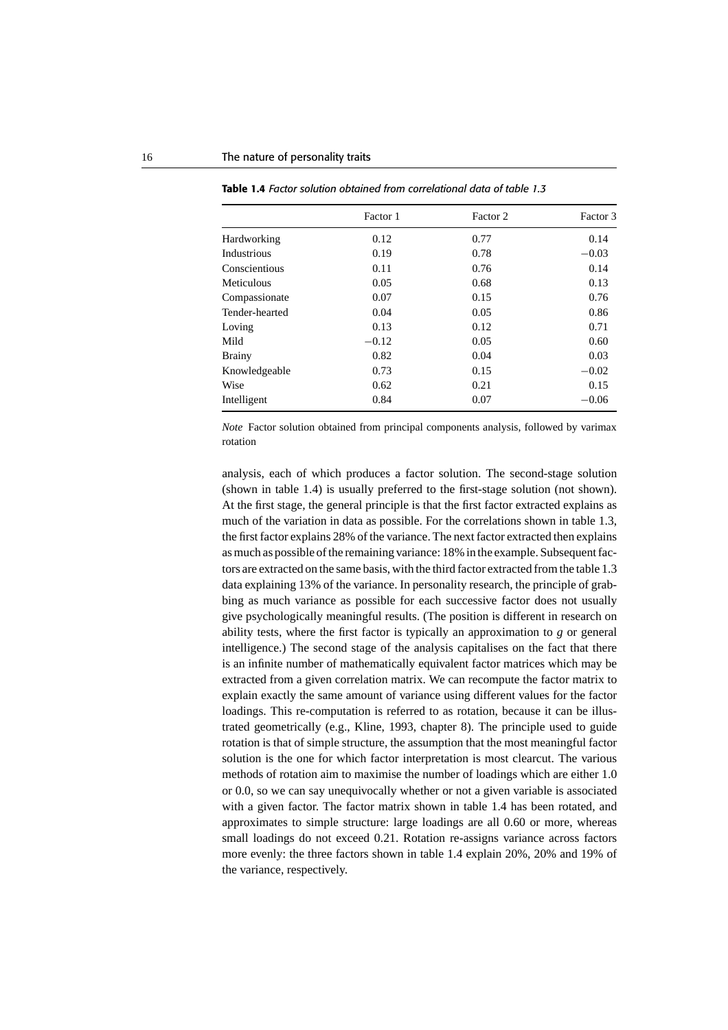**Table 1.4** *Factor solution obtained from correlational data of table 1.3*

| | Factor 1 | Factor 2 | Factor 3 |
|---|---|---|---|
| Hardworking | 0.12 | 0.77 | 0.14 |
| Industrious | 0.19 | 0.78 | −0.03 |
| Conscientious | 0.11 | 0.76 | 0.14 |
| Meticulous | 0.05 | 0.68 | 0.13 |
| Compassionate | 0.07 | 0.15 | 0.76 |
| Tender-hearted | 0.04 | 0.05 | 0.86 |
| Loving | 0.13 | 0.12 | 0.71 |
| Mild | −0.12 | 0.05 | 0.60 |
| Brainy | 0.82 | 0.04 | 0.03 |
| Knowledgeable | 0.73 | 0.15 | −0.02 |
| Wise | 0.62 | 0.21 | 0.15 |
| Intelligent | 0.84 | 0.07 | −0.06 |

*Note* Factor solution obtained from principal components analysis, followed by varimax rotation

analysis, each of which produces a factor solution. The second-stage solution (shown in table 1.4) is usually preferred to the first-stage solution (not shown). At the first stage, the general principle is that the first factor extracted explains as much of the variation in data as possible. For the correlations shown in table 1.3, the first factor explains 28% of the variance. The next factor extracted then explains as much as possible of the remaining variance: 18% in the example. Subsequent factors are extracted on the same basis, with the third factor extracted from the table 1.3 data explaining 13% of the variance. In personality research, the principle of grabbing as much variance as possible for each successive factor does not usually give psychologically meaningful results. (The position is different in research on ability tests, where the first factor is typically an approximation to *g* or general intelligence.) The second stage of the analysis capitalises on the fact that there is an infinite number of mathematically equivalent factor matrices which may be extracted from a given correlation matrix. We can recompute the factor matrix to explain exactly the same amount of variance using different values for the factor loadings. This re-computation is referred to as rotation, because it can be illustrated geometrically (e.g., Kline, 1993, chapter 8). The principle used to guide rotation is that of simple structure, the assumption that the most meaningful factor solution is the one for which factor interpretation is most clearcut. The various methods of rotation aim to maximise the number of loadings which are either 1.0 or 0.0, so we can say unequivocally whether or not a given variable is associated with a given factor. The factor matrix shown in table 1.4 has been rotated, and approximates to simple structure: large loadings are all 0.60 or more, whereas small loadings do not exceed 0.21. Rotation re-assigns variance across factors more evenly: the three factors shown in table 1.4 explain 20%, 20% and 19% of the variance, respectively.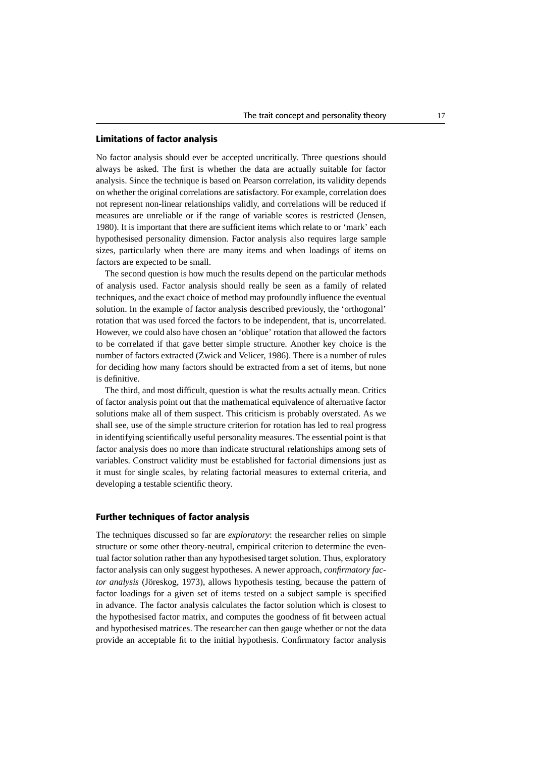## Limitations of factor analysis

No factor analysis should ever be accepted uncritically. Three questions should always be asked. The first is whether the data are actually suitable for factor analysis. Since the technique is based on Pearson correlation, its validity depends on whether the original correlations are satisfactory. For example, correlation does not represent non-linear relationships validly, and correlations will be reduced if measures are unreliable or if the range of variable scores is restricted (Jensen, 1980). It is important that there are sufficient items which relate to or 'mark' each hypothesised personality dimension. Factor analysis also requires large sample sizes, particularly when there are many items and when loadings of items on factors are expected to be small.

The second question is how much the results depend on the particular methods of analysis used. Factor analysis should really be seen as a family of related techniques, and the exact choice of method may profoundly influence the eventual solution. In the example of factor analysis described previously, the 'orthogonal' rotation that was used forced the factors to be independent, that is, uncorrelated. However, we could also have chosen an 'oblique' rotation that allowed the factors to be correlated if that gave better simple structure. Another key choice is the number of factors extracted (Zwick and Velicer, 1986). There is a number of rules for deciding how many factors should be extracted from a set of items, but none is definitive.

The third, and most difficult, question is what the results actually mean. Critics of factor analysis point out that the mathematical equivalence of alternative factor solutions make all of them suspect. This criticism is probably overstated. As we shall see, use of the simple structure criterion for rotation has led to real progress in identifying scientifically useful personality measures. The essential point is that factor analysis does no more than indicate structural relationships among sets of variables. Construct validity must be established for factorial dimensions just as it must for single scales, by relating factorial measures to external criteria, and developing a testable scientific theory.

## Further techniques of factor analysis

The techniques discussed so far are *exploratory*: the researcher relies on simple structure or some other theory-neutral, empirical criterion to determine the eventual factor solution rather than any hypothesised target solution. Thus, exploratory factor analysis can only suggest hypotheses. A newer approach, *confirmatory factor analysis* (Jöreskog, 1973), allows hypothesis testing, because the pattern of factor loadings for a given set of items tested on a subject sample is specified in advance. The factor analysis calculates the factor solution which is closest to the hypothesised factor matrix, and computes the goodness of fit between actual and hypothesised matrices. The researcher can then gauge whether or not the data provide an acceptable fit to the initial hypothesis. Confirmatory factor analysis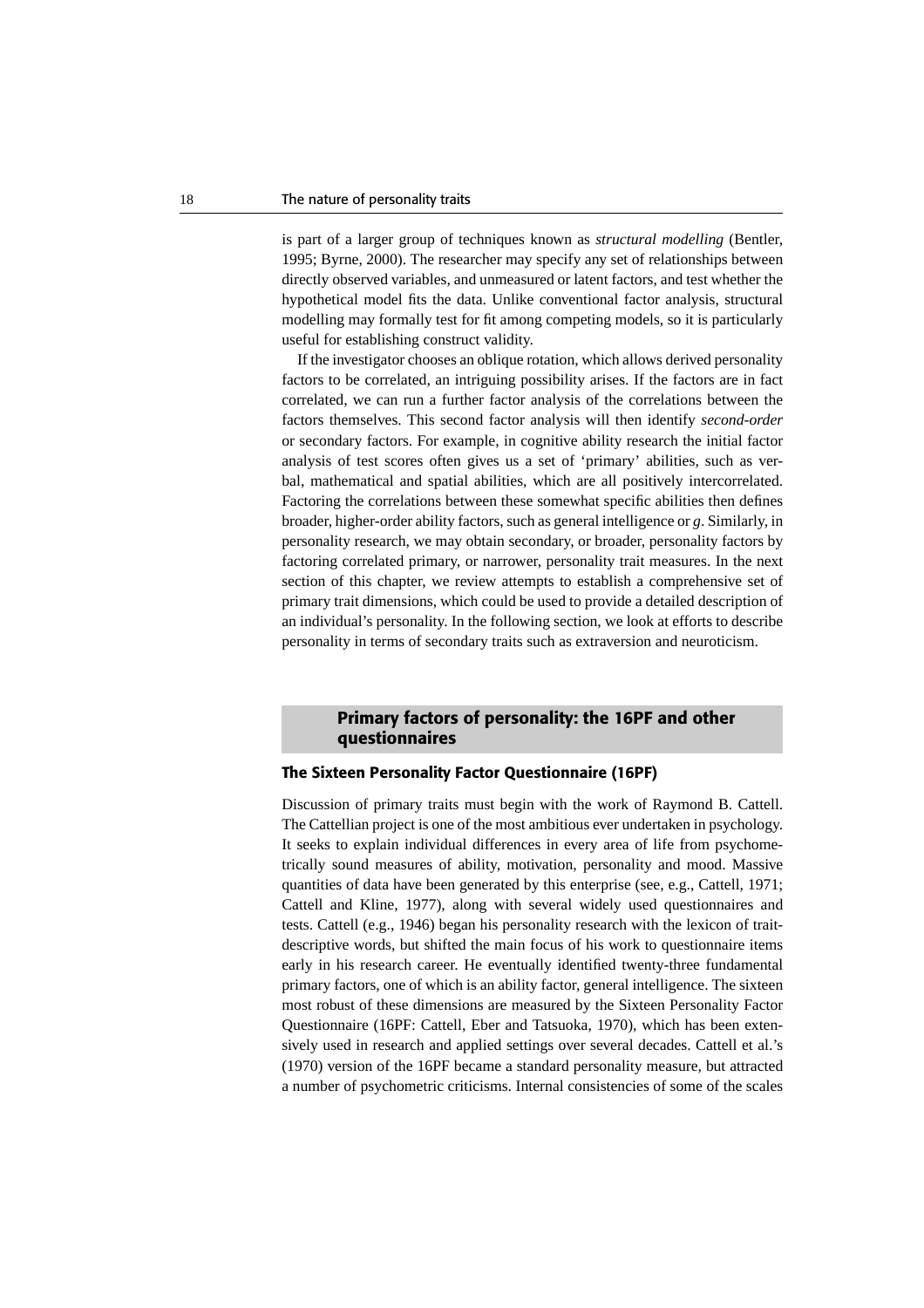is part of a larger group of techniques known as *structural modelling* (Bentler, 1995; Byrne, 2000). The researcher may specify any set of relationships between directly observed variables, and unmeasured or latent factors, and test whether the hypothetical model fits the data. Unlike conventional factor analysis, structural modelling may formally test for fit among competing models, so it is particularly useful for establishing construct validity.

If the investigator chooses an oblique rotation, which allows derived personality factors to be correlated, an intriguing possibility arises. If the factors are in fact correlated, we can run a further factor analysis of the correlations between the factors themselves. This second factor analysis will then identify *second-order* or secondary factors. For example, in cognitive ability research the initial factor analysis of test scores often gives us a set of 'primary' abilities, such as verbal, mathematical and spatial abilities, which are all positively intercorrelated. Factoring the correlations between these somewhat specific abilities then defines broader, higher-order ability factors, such as general intelligence or *g*. Similarly, in personality research, we may obtain secondary, or broader, personality factors by factoring correlated primary, or narrower, personality trait measures. In the next section of this chapter, we review attempts to establish a comprehensive set of primary trait dimensions, which could be used to provide a detailed description of an individual's personality. In the following section, we look at efforts to describe personality in terms of secondary traits such as extraversion and neuroticism.

## Primary factors of personality: the 16PF and other questionnaires

### The Sixteen Personality Factor Questionnaire (16PF)

Discussion of primary traits must begin with the work of Raymond B. Cattell. The Cattellian project is one of the most ambitious ever undertaken in psychology. It seeks to explain individual differences in every area of life from psychometrically sound measures of ability, motivation, personality and mood. Massive quantities of data have been generated by this enterprise (see, e.g., Cattell, 1971; Cattell and Kline, 1977), along with several widely used questionnaires and tests. Cattell (e.g., 1946) began his personality research with the lexicon of trait-descriptive words, but shifted the main focus of his work to questionnaire items early in his research career. He eventually identified twenty-three fundamental primary factors, one of which is an ability factor, general intelligence. The sixteen most robust of these dimensions are measured by the Sixteen Personality Factor Questionnaire (16PF: Cattell, Eber and Tatsuoka, 1970), which has been extensively used in research and applied settings over several decades. Cattell et al.'s (1970) version of the 16PF became a standard personality measure, but attracted a number of psychometric criticisms. Internal consistencies of some of the scales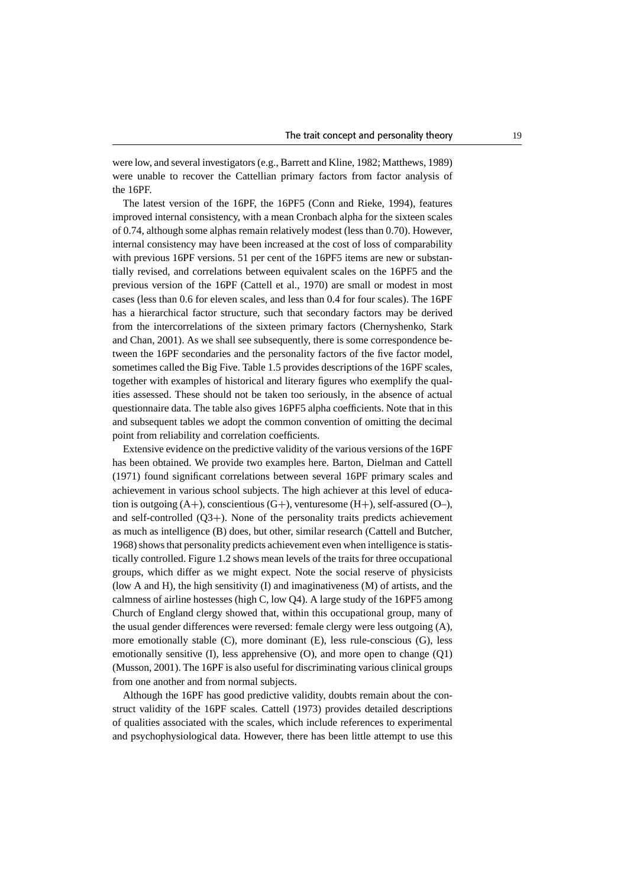were low, and several investigators (e.g., Barrett and Kline, 1982; Matthews, 1989) were unable to recover the Cattellian primary factors from factor analysis of the 16PF.

The latest version of the 16PF, the 16PF5 (Conn and Rieke, 1994), features improved internal consistency, with a mean Cronbach alpha for the sixteen scales of 0.74, although some alphas remain relatively modest (less than 0.70). However, internal consistency may have been increased at the cost of loss of comparability with previous 16PF versions. 51 per cent of the 16PF5 items are new or substantially revised, and correlations between equivalent scales on the 16PF5 and the previous version of the 16PF (Cattell et al., 1970) are small or modest in most cases (less than 0.6 for eleven scales, and less than 0.4 for four scales). The 16PF has a hierarchical factor structure, such that secondary factors may be derived from the intercorrelations of the sixteen primary factors (Chernyshenko, Stark and Chan, 2001). As we shall see subsequently, there is some correspondence between the 16PF secondaries and the personality factors of the five factor model, sometimes called the Big Five. Table 1.5 provides descriptions of the 16PF scales, together with examples of historical and literary figures who exemplify the qualities assessed. These should not be taken too seriously, in the absence of actual questionnaire data. The table also gives 16PF5 alpha coefficients. Note that in this and subsequent tables we adopt the common convention of omitting the decimal point from reliability and correlation coefficients.

Extensive evidence on the predictive validity of the various versions of the 16PF has been obtained. We provide two examples here. Barton, Dielman and Cattell (1971) found significant correlations between several 16PF primary scales and achievement in various school subjects. The high achiever at this level of education is outgoing (A+), conscientious (G+), venturesome (H+), self-assured (O–), and self-controlled (Q3+). None of the personality traits predicts achievement as much as intelligence (B) does, but other, similar research (Cattell and Butcher, 1968) shows that personality predicts achievement even when intelligence is statistically controlled. Figure 1.2 shows mean levels of the traits for three occupational groups, which differ as we might expect. Note the social reserve of physicists (low A and H), the high sensitivity (I) and imaginativeness (M) of artists, and the calmness of airline hostesses (high C, low Q4). A large study of the 16PF5 among Church of England clergy showed that, within this occupational group, many of the usual gender differences were reversed: female clergy were less outgoing (A), more emotionally stable (C), more dominant (E), less rule-conscious (G), less emotionally sensitive (I), less apprehensive (O), and more open to change (Q1) (Musson, 2001). The 16PF is also useful for discriminating various clinical groups from one another and from normal subjects.

Although the 16PF has good predictive validity, doubts remain about the construct validity of the 16PF scales. Cattell (1973) provides detailed descriptions of qualities associated with the scales, which include references to experimental and psychophysiological data. However, there has been little attempt to use this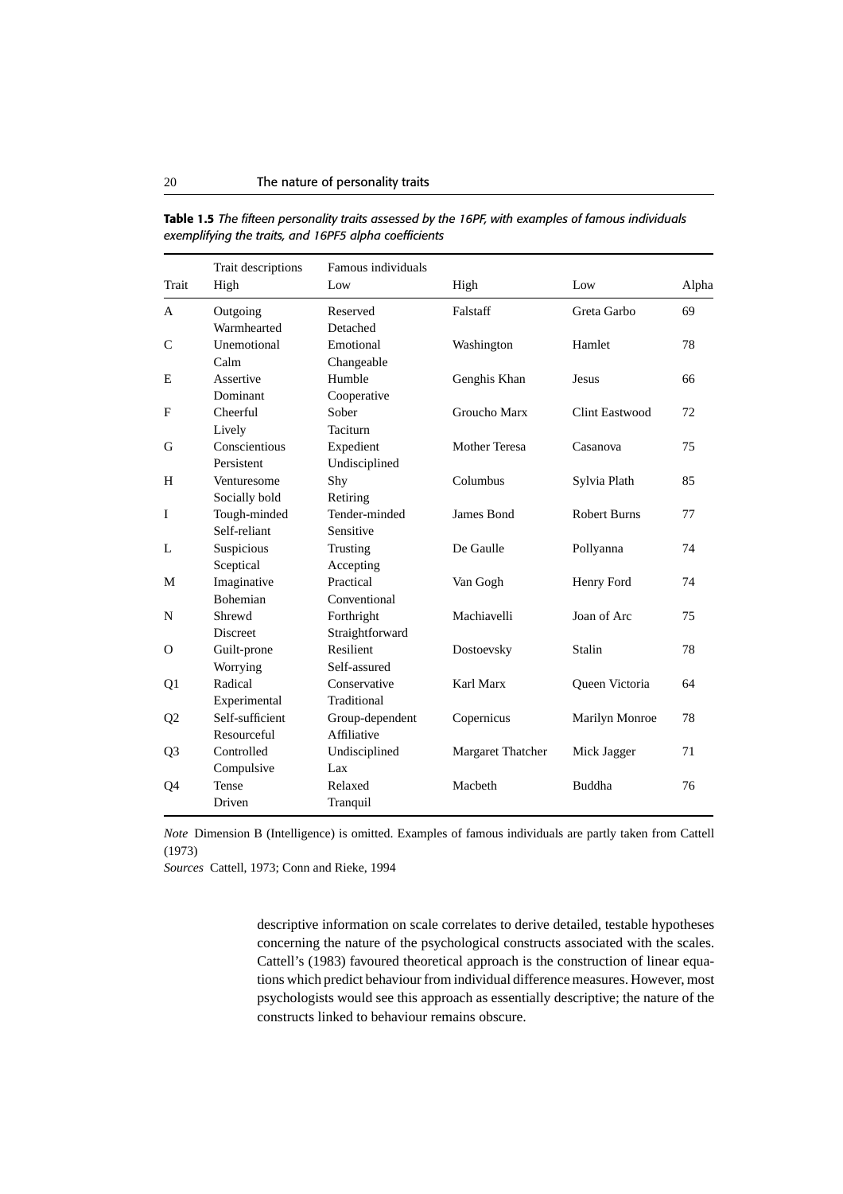**Table 1.5** *The fifteen personality traits assessed by the 16PF, with examples of famous individuals exemplifying the traits, and 16PF5 alpha coefficients*

| Trait | Trait descriptions High | Low | Famous individuals High | Low | Alpha |
|---|---|---|---|---|---|
| A | Outgoing Warmhearted | Reserved Detached | Falstaff | Greta Garbo | 69 |
| C | Unemotional Calm | Emotional Changeable | Washington | Hamlet | 78 |
| E | Assertive Dominant | Humble Cooperative | Genghis Khan | Jesus | 66 |
| F | Cheerful Lively | Sober Taciturn | Groucho Marx | Clint Eastwood | 72 |
| G | Conscientious Persistent | Expedient Undisciplined | Mother Teresa | Casanova | 75 |
| H | Venturesome Socially bold | Shy Retiring | Columbus | Sylvia Plath | 85 |
| I | Tough-minded Self-reliant | Tender-minded Sensitive | James Bond | Robert Burns | 77 |
| L | Suspicious Sceptical | Trusting Accepting | De Gaulle | Pollyanna | 74 |
| M | Imaginative Bohemian | Practical Conventional | Van Gogh | Henry Ford | 74 |
| N | Shrewd Discreet | Forthright Straightforward | Machiavelli | Joan of Arc | 75 |
| O | Guilt-prone Worrying | Resilient Self-assured | Dostoevsky | Stalin | 78 |
| Q1 | Radical Experimental | Conservative Traditional | Karl Marx | Queen Victoria | 64 |
| Q2 | Self-sufficient Resourceful | Group-dependent Affiliative | Copernicus | Marilyn Monroe | 78 |
| Q3 | Controlled Compulsive | Undisciplined Lax | Margaret Thatcher | Mick Jagger | 71 |
| Q4 | Tense Driven | Relaxed Tranquil | Macbeth | Buddha | 76 |

*Note* Dimension B (Intelligence) is omitted. Examples of famous individuals are partly taken from Cattell (1973)

*Sources* Cattell, 1973; Conn and Rieke, 1994

descriptive information on scale correlates to derive detailed, testable hypotheses concerning the nature of the psychological constructs associated with the scales. Cattell's (1983) favoured theoretical approach is the construction of linear equations which predict behaviour from individual difference measures. However, most psychologists would see this approach as essentially descriptive; the nature of the constructs linked to behaviour remains obscure.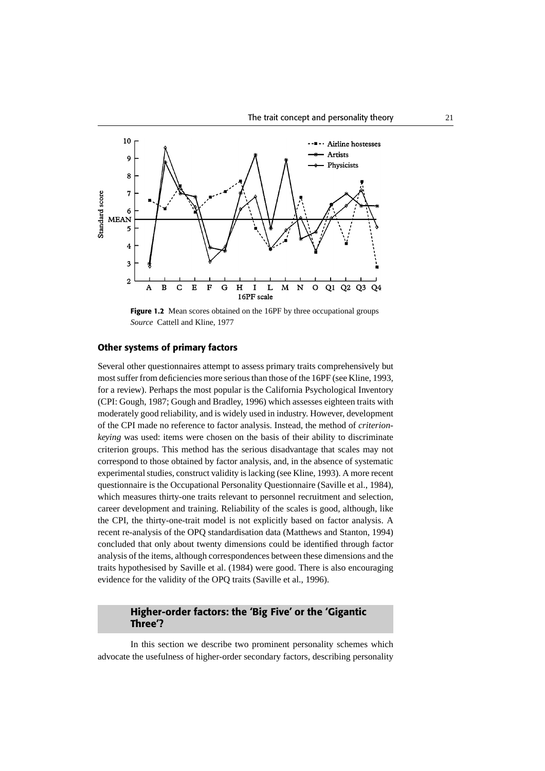**Figure 1.2** Mean scores obtained on the 16PF by three occupational groups
*Source* Cattell and Kline, 1977

### Other systems of primary factors

Several other questionnaires attempt to assess primary traits comprehensively but most suffer from deficiencies more serious than those of the 16PF (see Kline, 1993, for a review). Perhaps the most popular is the California Psychological Inventory (CPI: Gough, 1987; Gough and Bradley, 1996) which assesses eighteen traits with moderately good reliability, and is widely used in industry. However, development of the CPI made no reference to factor analysis. Instead, the method of *criterion-keying* was used: items were chosen on the basis of their ability to discriminate criterion groups. This method has the serious disadvantage that scales may not correspond to those obtained by factor analysis, and, in the absence of systematic experimental studies, construct validity is lacking (see Kline, 1993). A more recent questionnaire is the Occupational Personality Questionnaire (Saville et al., 1984), which measures thirty-one traits relevant to personnel recruitment and selection, career development and training. Reliability of the scales is good, although, like the CPI, the thirty-one-trait model is not explicitly based on factor analysis. A recent re-analysis of the OPQ standardisation data (Matthews and Stanton, 1994) concluded that only about twenty dimensions could be identified through factor analysis of the items, although correspondences between these dimensions and the traits hypothesised by Saville et al. (1984) were good. There is also encouraging evidence for the validity of the OPQ traits (Saville et al., 1996).

## Higher-order factors: the 'Big Five' or the 'Gigantic Three'?

In this section we describe two prominent personality schemes which advocate the usefulness of higher-order secondary factors, describing personality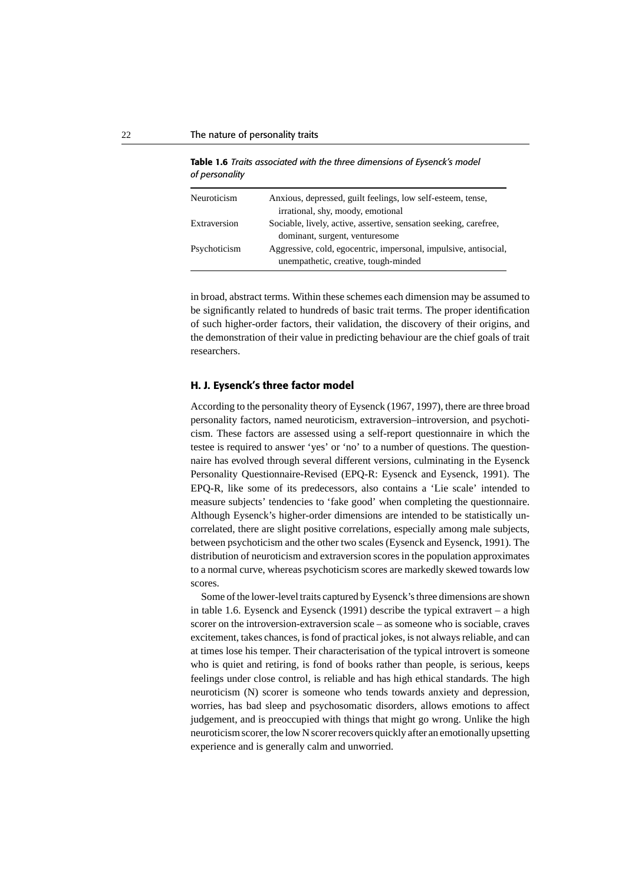**Table 1.6** *Traits associated with the three dimensions of Eysenck's model of personality*

| | |
|---|---|
| Neuroticism | Anxious, depressed, guilt feelings, low self-esteem, tense, irrational, shy, moody, emotional |
| Extraversion | Sociable, lively, active, assertive, sensation seeking, carefree, dominant, surgent, venturesome |
| Psychoticism | Aggressive, cold, egocentric, impersonal, impulsive, antisocial, unempathetic, creative, tough-minded |

in broad, abstract terms. Within these schemes each dimension may be assumed to be significantly related to hundreds of basic trait terms. The proper identification of such higher-order factors, their validation, the discovery of their origins, and the demonstration of their value in predicting behaviour are the chief goals of trait researchers.

## H. J. Eysenck's three factor model

According to the personality theory of Eysenck (1967, 1997), there are three broad personality factors, named neuroticism, extraversion–introversion, and psychoticism. These factors are assessed using a self-report questionnaire in which the testee is required to answer 'yes' or 'no' to a number of questions. The questionnaire has evolved through several different versions, culminating in the Eysenck Personality Questionnaire-Revised (EPQ-R: Eysenck and Eysenck, 1991). The EPQ-R, like some of its predecessors, also contains a 'Lie scale' intended to measure subjects' tendencies to 'fake good' when completing the questionnaire. Although Eysenck's higher-order dimensions are intended to be statistically uncorrelated, there are slight positive correlations, especially among male subjects, between psychoticism and the other two scales (Eysenck and Eysenck, 1991). The distribution of neuroticism and extraversion scores in the population approximates to a normal curve, whereas psychoticism scores are markedly skewed towards low scores.

Some of the lower-level traits captured by Eysenck's three dimensions are shown in table 1.6. Eysenck and Eysenck (1991) describe the typical extravert – a high scorer on the introversion-extraversion scale – as someone who is sociable, craves excitement, takes chances, is fond of practical jokes, is not always reliable, and can at times lose his temper. Their characterisation of the typical introvert is someone who is quiet and retiring, is fond of books rather than people, is serious, keeps feelings under close control, is reliable and has high ethical standards. The high neuroticism (N) scorer is someone who tends towards anxiety and depression, worries, has bad sleep and psychosomatic disorders, allows emotions to affect judgement, and is preoccupied with things that might go wrong. Unlike the high neuroticism scorer, the low N scorer recovers quickly after an emotionally upsetting experience and is generally calm and unworried.